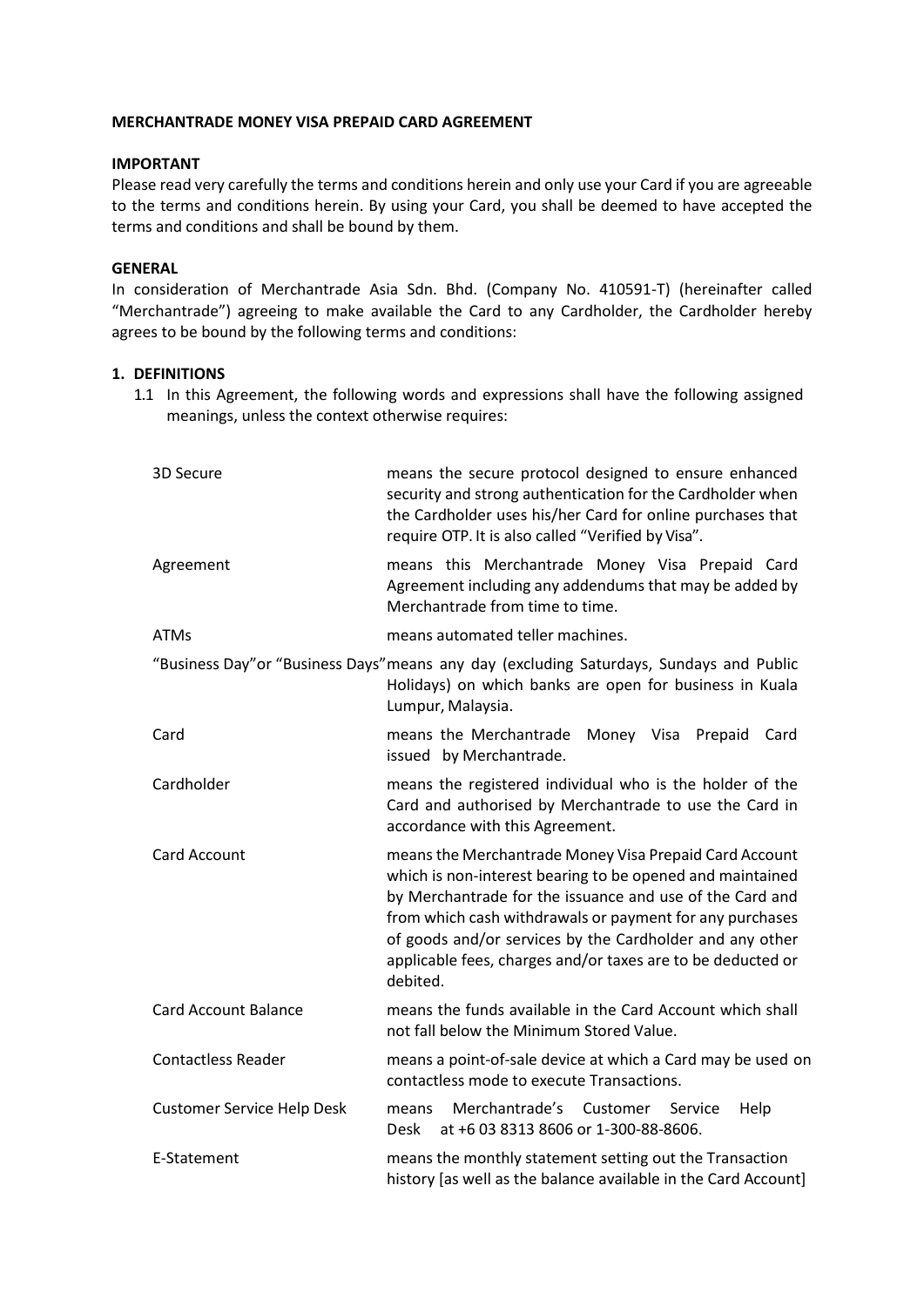**MERCHANTRADE MONEY VISA PREPAID CARD AGREEMENT**

**IMPORTANT**

Please read very carefully the terms and conditions herein and only use your Card if you are agreeable to the terms and conditions herein. By using your Card, you shall be deemed to have accepted the terms and conditions and shall be bound by them.

**GENERAL**

In consideration of Merchantrade Asia Sdn. Bhd. (Company No. 410591-T) (hereinafter called "Merchantrade") agreeing to make available the Card to any Cardholder, the Cardholder hereby agrees to be bound by the following terms and conditions:

**1. DEFINITIONS**

1.1 In this Agreement, the following words and expressions shall have the following assigned meanings, unless the context otherwise requires:

| Term | Meaning |
|---|---|
| 3D Secure | means the secure protocol designed to ensure enhanced security and strong authentication for the Cardholder when the Cardholder uses his/her Card for online purchases that require OTP. It is also called "Verified by Visa". |
| Agreement | means this Merchantrade Money Visa Prepaid Card Agreement including any addendums that may be added by Merchantrade from time to time. |
| ATMs | means automated teller machines. |
| "Business Day" or "Business Days" | means any day (excluding Saturdays, Sundays and Public Holidays) on which banks are open for business in Kuala Lumpur, Malaysia. |
| Card | means the Merchantrade Money Visa Prepaid Card issued by Merchantrade. |
| Cardholder | means the registered individual who is the holder of the Card and authorised by Merchantrade to use the Card in accordance with this Agreement. |
| Card Account | means the Merchantrade Money Visa Prepaid Card Account which is non-interest bearing to be opened and maintained by Merchantrade for the issuance and use of the Card and from which cash withdrawals or payment for any purchases of goods and/or services by the Cardholder and any other applicable fees, charges and/or taxes are to be deducted or debited. |
| Card Account Balance | means the funds available in the Card Account which shall not fall below the Minimum Stored Value. |
| Contactless Reader | means a point-of-sale device at which a Card may be used on contactless mode to execute Transactions. |
| Customer Service Help Desk | means Merchantrade's Customer Service Help Desk at +6 03 8313 8606 or 1-300-88-8606. |
| E-Statement | means the monthly statement setting out the Transaction history [as well as the balance available in the Card Account] |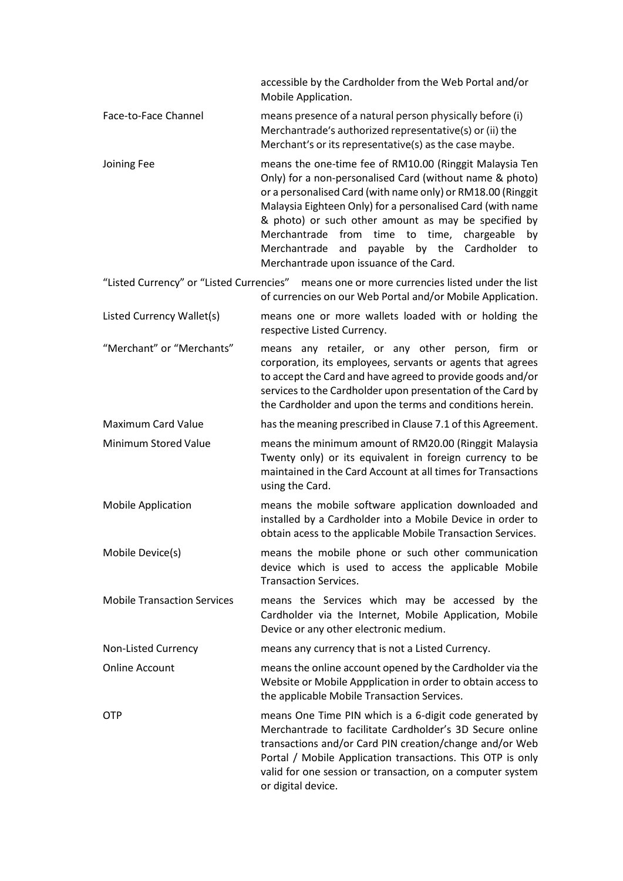| | |
|---|---|
| | accessible by the Cardholder from the Web Portal and/or Mobile Application. |
| Face-to-Face Channel | means presence of a natural person physically before (i) Merchantrade's authorized representative(s) or (ii) the Merchant's or its representative(s) as the case maybe. |
| Joining Fee | means the one-time fee of RM10.00 (Ringgit Malaysia Ten Only) for a non-personalised Card (without name & photo) or a personalised Card (with name only) or RM18.00 (Ringgit Malaysia Eighteen Only) for a personalised Card (with name & photo) or such other amount as may be specified by Merchantrade from time to time, chargeable by Merchantrade and payable by the Cardholder to Merchantrade upon issuance of the Card. |
| "Listed Currency" or "Listed Currencies" | means one or more currencies listed under the list of currencies on our Web Portal and/or Mobile Application. |
| Listed Currency Wallet(s) | means one or more wallets loaded with or holding the respective Listed Currency. |
| "Merchant" or "Merchants" | means any retailer, or any other person, firm or corporation, its employees, servants or agents that agrees to accept the Card and have agreed to provide goods and/or services to the Cardholder upon presentation of the Card by the Cardholder and upon the terms and conditions herein. |
| Maximum Card Value | has the meaning prescribed in Clause 7.1 of this Agreement. |
| Minimum Stored Value | means the minimum amount of RM20.00 (Ringgit Malaysia Twenty only) or its equivalent in foreign currency to be maintained in the Card Account at all times for Transactions using the Card. |
| Mobile Application | means the mobile software application downloaded and installed by a Cardholder into a Mobile Device in order to obtain acess to the applicable Mobile Transaction Services. |
| Mobile Device(s) | means the mobile phone or such other communication device which is used to access the applicable Mobile Transaction Services. |
| Mobile Transaction Services | means the Services which may be accessed by the Cardholder via the Internet, Mobile Application, Mobile Device or any other electronic medium. |
| Non-Listed Currency | means any currency that is not a Listed Currency. |
| Online Account | means the online account opened by the Cardholder via the Website or Mobile Appplication in order to obtain access to the applicable Mobile Transaction Services. |
| OTP | means One Time PIN which is a 6-digit code generated by Merchantrade to facilitate Cardholder's 3D Secure online transactions and/or Card PIN creation/change and/or Web Portal / Mobile Application transactions. This OTP is only valid for one session or transaction, on a computer system or digital device. |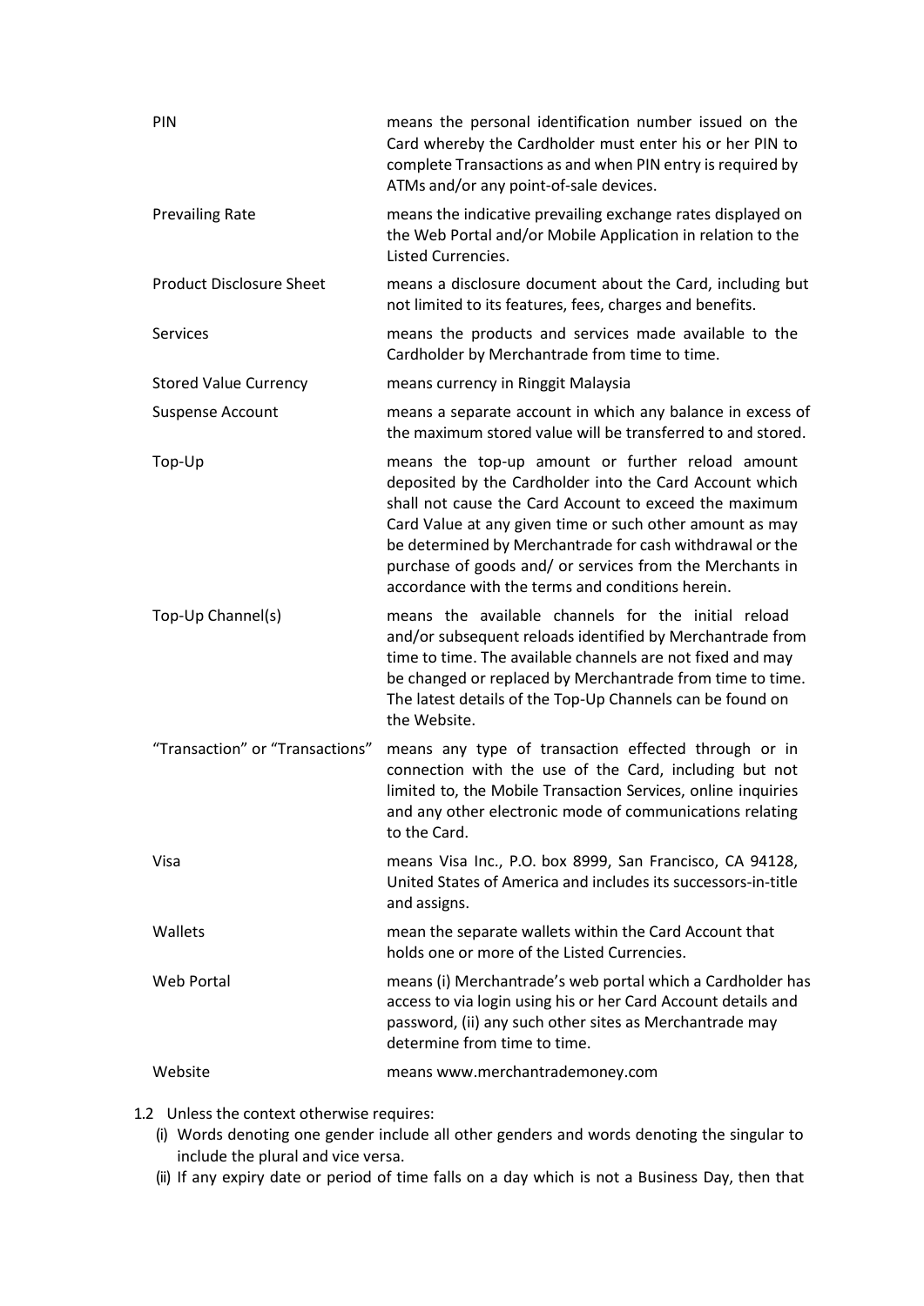| | |
|---|---|
| PIN | means the personal identification number issued on the Card whereby the Cardholder must enter his or her PIN to complete Transactions as and when PIN entry is required by ATMs and/or any point-of-sale devices. |
| Prevailing Rate | means the indicative prevailing exchange rates displayed on the Web Portal and/or Mobile Application in relation to the Listed Currencies. |
| Product Disclosure Sheet | means a disclosure document about the Card, including but not limited to its features, fees, charges and benefits. |
| Services | means the products and services made available to the Cardholder by Merchantrade from time to time. |
| Stored Value Currency | means currency in Ringgit Malaysia |
| Suspense Account | means a separate account in which any balance in excess of the maximum stored value will be transferred to and stored. |
| Top-Up | means the top-up amount or further reload amount deposited by the Cardholder into the Card Account which shall not cause the Card Account to exceed the maximum Card Value at any given time or such other amount as may be determined by Merchantrade for cash withdrawal or the purchase of goods and/ or services from the Merchants in accordance with the terms and conditions herein. |
| Top-Up Channel(s) | means the available channels for the initial reload and/or subsequent reloads identified by Merchantrade from time to time. The available channels are not fixed and may be changed or replaced by Merchantrade from time to time. The latest details of the Top-Up Channels can be found on the Website. |
| "Transaction" or "Transactions" | means any type of transaction effected through or in connection with the use of the Card, including but not limited to, the Mobile Transaction Services, online inquiries and any other electronic mode of communications relating to the Card. |
| Visa | means Visa Inc., P.O. box 8999, San Francisco, CA 94128, United States of America and includes its successors-in-title and assigns. |
| Wallets | mean the separate wallets within the Card Account that holds one or more of the Listed Currencies. |
| Web Portal | means (i) Merchantrade's web portal which a Cardholder has access to via login using his or her Card Account details and password, (ii) any such other sites as Merchantrade may determine from time to time. |
| Website | means www.merchantrademoney.com |

1.2 Unless the context otherwise requires:

(i) Words denoting one gender include all other genders and words denoting the singular to include the plural and vice versa.

(ii) If any expiry date or period of time falls on a day which is not a Business Day, then that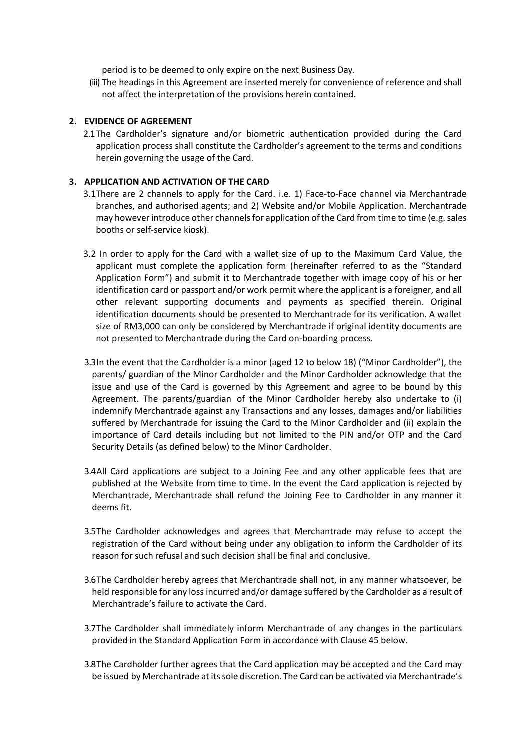period is to be deemed to only expire on the next Business Day.

(iii) The headings in this Agreement are inserted merely for convenience of reference and shall not affect the interpretation of the provisions herein contained.

## 2. EVIDENCE OF AGREEMENT

2.1 The Cardholder's signature and/or biometric authentication provided during the Card application process shall constitute the Cardholder's agreement to the terms and conditions herein governing the usage of the Card.

## 3. APPLICATION AND ACTIVATION OF THE CARD

3.1 There are 2 channels to apply for the Card. i.e. 1) Face-to-Face channel via Merchantrade branches, and authorised agents; and 2) Website and/or Mobile Application. Merchantrade may however introduce other channels for application of the Card from time to time (e.g. sales booths or self-service kiosk).

3.2 In order to apply for the Card with a wallet size of up to the Maximum Card Value, the applicant must complete the application form (hereinafter referred to as the "Standard Application Form") and submit it to Merchantrade together with image copy of his or her identification card or passport and/or work permit where the applicant is a foreigner, and all other relevant supporting documents and payments as specified therein. Original identification documents should be presented to Merchantrade for its verification. A wallet size of RM3,000 can only be considered by Merchantrade if original identity documents are not presented to Merchantrade during the Card on-boarding process.

3.3 In the event that the Cardholder is a minor (aged 12 to below 18) ("Minor Cardholder"), the parents/ guardian of the Minor Cardholder and the Minor Cardholder acknowledge that the issue and use of the Card is governed by this Agreement and agree to be bound by this Agreement. The parents/guardian of the Minor Cardholder hereby also undertake to (i) indemnify Merchantrade against any Transactions and any losses, damages and/or liabilities suffered by Merchantrade for issuing the Card to the Minor Cardholder and (ii) explain the importance of Card details including but not limited to the PIN and/or OTP and the Card Security Details (as defined below) to the Minor Cardholder.

3.4 All Card applications are subject to a Joining Fee and any other applicable fees that are published at the Website from time to time. In the event the Card application is rejected by Merchantrade, Merchantrade shall refund the Joining Fee to Cardholder in any manner it deems fit.

3.5 The Cardholder acknowledges and agrees that Merchantrade may refuse to accept the registration of the Card without being under any obligation to inform the Cardholder of its reason for such refusal and such decision shall be final and conclusive.

3.6 The Cardholder hereby agrees that Merchantrade shall not, in any manner whatsoever, be held responsible for any loss incurred and/or damage suffered by the Cardholder as a result of Merchantrade's failure to activate the Card.

3.7 The Cardholder shall immediately inform Merchantrade of any changes in the particulars provided in the Standard Application Form in accordance with Clause 45 below.

3.8 The Cardholder further agrees that the Card application may be accepted and the Card may be issued by Merchantrade at its sole discretion. The Card can be activated via Merchantrade's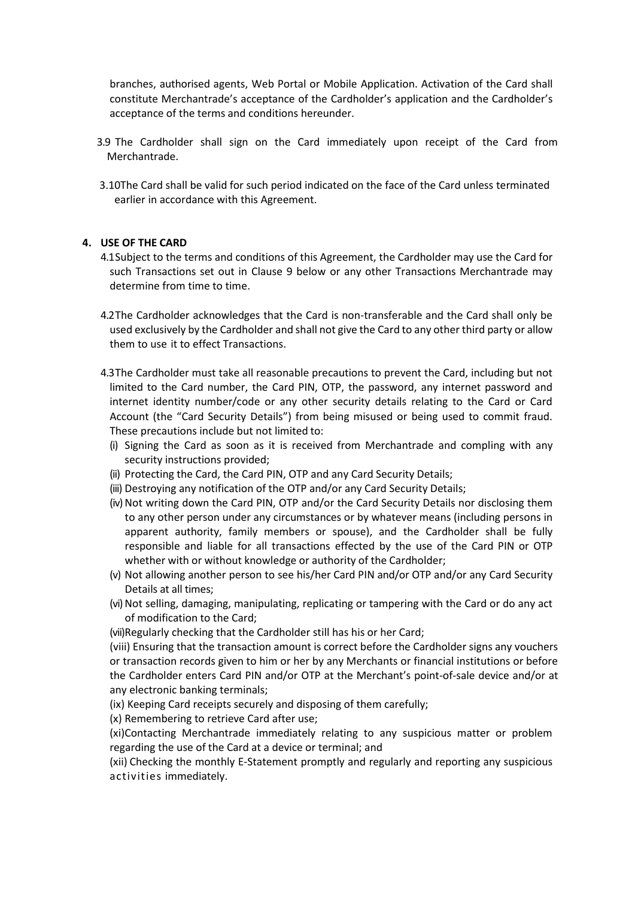branches, authorised agents, Web Portal or Mobile Application. Activation of the Card shall constitute Merchantrade's acceptance of the Cardholder's application and the Cardholder's acceptance of the terms and conditions hereunder.

3.9 The Cardholder shall sign on the Card immediately upon receipt of the Card from Merchantrade.

3.10 The Card shall be valid for such period indicated on the face of the Card unless terminated earlier in accordance with this Agreement.

## 4. USE OF THE CARD

4.1 Subject to the terms and conditions of this Agreement, the Cardholder may use the Card for such Transactions set out in Clause 9 below or any other Transactions Merchantrade may determine from time to time.

4.2 The Cardholder acknowledges that the Card is non-transferable and the Card shall only be used exclusively by the Cardholder and shall not give the Card to any other third party or allow them to use it to effect Transactions.

4.3 The Cardholder must take all reasonable precautions to prevent the Card, including but not limited to the Card number, the Card PIN, OTP, the password, any internet password and internet identity number/code or any other security details relating to the Card or Card Account (the "Card Security Details") from being misused or being used to commit fraud. These precautions include but not limited to:

(i) Signing the Card as soon as it is received from Merchantrade and compling with any security instructions provided;

(ii) Protecting the Card, the Card PIN, OTP and any Card Security Details;

(iii) Destroying any notification of the OTP and/or any Card Security Details;

(iv) Not writing down the Card PIN, OTP and/or the Card Security Details nor disclosing them to any other person under any circumstances or by whatever means (including persons in apparent authority, family members or spouse), and the Cardholder shall be fully responsible and liable for all transactions effected by the use of the Card PIN or OTP whether with or without knowledge or authority of the Cardholder;

(v) Not allowing another person to see his/her Card PIN and/or OTP and/or any Card Security Details at all times;

(vi) Not selling, damaging, manipulating, replicating or tampering with the Card or do any act of modification to the Card;

(vii) Regularly checking that the Cardholder still has his or her Card;

(viii) Ensuring that the transaction amount is correct before the Cardholder signs any vouchers or transaction records given to him or her by any Merchants or financial institutions or before the Cardholder enters Card PIN and/or OTP at the Merchant's point-of-sale device and/or at any electronic banking terminals;

(ix) Keeping Card receipts securely and disposing of them carefully;

(x) Remembering to retrieve Card after use;

(xi) Contacting Merchantrade immediately relating to any suspicious matter or problem regarding the use of the Card at a device or terminal; and

(xii) Checking the monthly E-Statement promptly and regularly and reporting any suspicious activities immediately.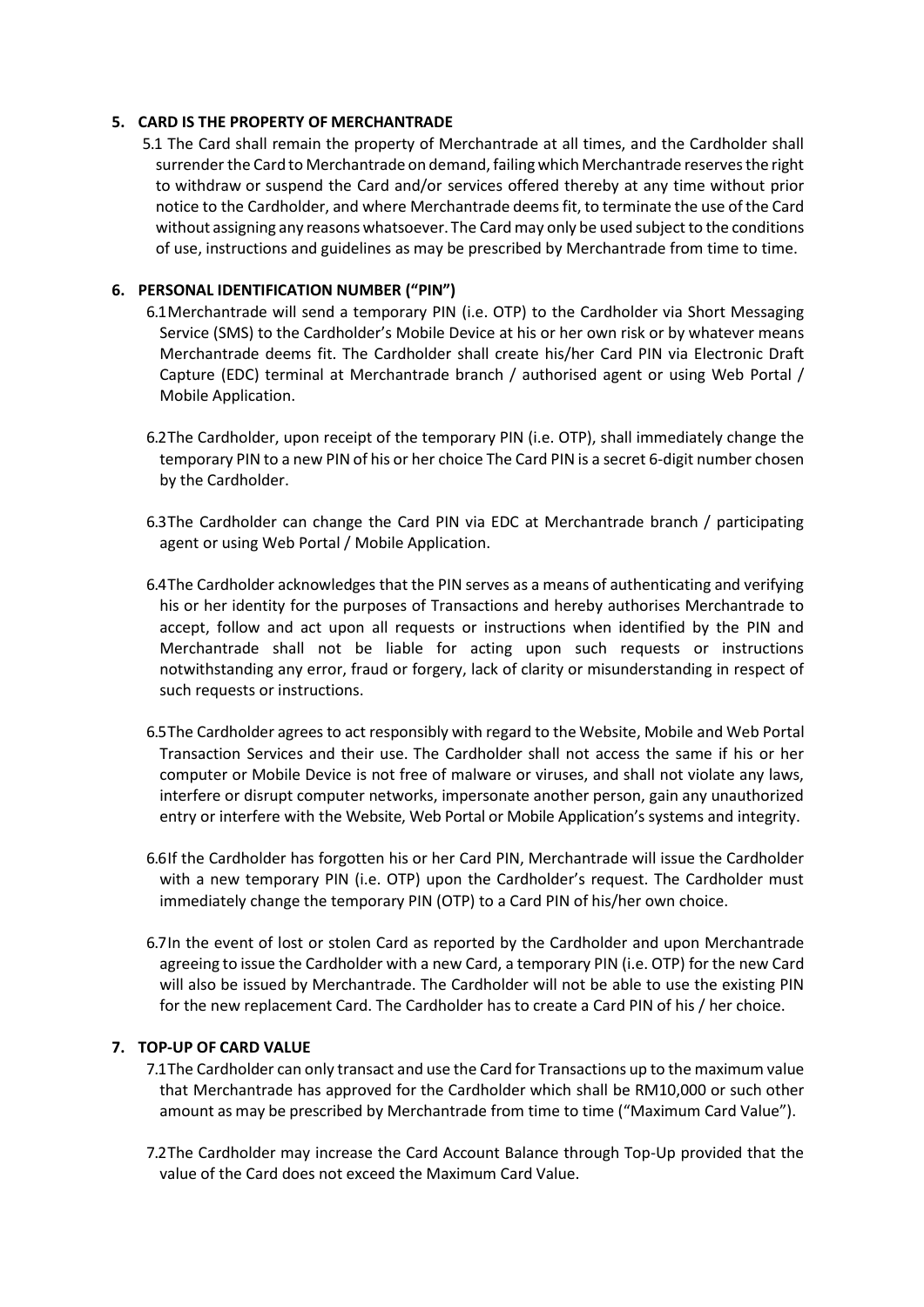## 5. CARD IS THE PROPERTY OF MERCHANTRADE

5.1 The Card shall remain the property of Merchantrade at all times, and the Cardholder shall surrender the Card to Merchantrade on demand, failing which Merchantrade reserves the right to withdraw or suspend the Card and/or services offered thereby at any time without prior notice to the Cardholder, and where Merchantrade deems fit, to terminate the use of the Card without assigning any reasons whatsoever. The Card may only be used subject to the conditions of use, instructions and guidelines as may be prescribed by Merchantrade from time to time.

## 6. PERSONAL IDENTIFICATION NUMBER ("PIN")

6.1 Merchantrade will send a temporary PIN (i.e. OTP) to the Cardholder via Short Messaging Service (SMS) to the Cardholder's Mobile Device at his or her own risk or by whatever means Merchantrade deems fit. The Cardholder shall create his/her Card PIN via Electronic Draft Capture (EDC) terminal at Merchantrade branch / authorised agent or using Web Portal / Mobile Application.

6.2 The Cardholder, upon receipt of the temporary PIN (i.e. OTP), shall immediately change the temporary PIN to a new PIN of his or her choice The Card PIN is a secret 6-digit number chosen by the Cardholder.

6.3 The Cardholder can change the Card PIN via EDC at Merchantrade branch / participating agent or using Web Portal / Mobile Application.

6.4 The Cardholder acknowledges that the PIN serves as a means of authenticating and verifying his or her identity for the purposes of Transactions and hereby authorises Merchantrade to accept, follow and act upon all requests or instructions when identified by the PIN and Merchantrade shall not be liable for acting upon such requests or instructions notwithstanding any error, fraud or forgery, lack of clarity or misunderstanding in respect of such requests or instructions.

6.5 The Cardholder agrees to act responsibly with regard to the Website, Mobile and Web Portal Transaction Services and their use. The Cardholder shall not access the same if his or her computer or Mobile Device is not free of malware or viruses, and shall not violate any laws, interfere or disrupt computer networks, impersonate another person, gain any unauthorized entry or interfere with the Website, Web Portal or Mobile Application's systems and integrity.

6.6 If the Cardholder has forgotten his or her Card PIN, Merchantrade will issue the Cardholder with a new temporary PIN (i.e. OTP) upon the Cardholder's request. The Cardholder must immediately change the temporary PIN (OTP) to a Card PIN of his/her own choice.

6.7 In the event of lost or stolen Card as reported by the Cardholder and upon Merchantrade agreeing to issue the Cardholder with a new Card, a temporary PIN (i.e. OTP) for the new Card will also be issued by Merchantrade. The Cardholder will not be able to use the existing PIN for the new replacement Card. The Cardholder has to create a Card PIN of his / her choice.

## 7. TOP-UP OF CARD VALUE

7.1 The Cardholder can only transact and use the Card for Transactions up to the maximum value that Merchantrade has approved for the Cardholder which shall be RM10,000 or such other amount as may be prescribed by Merchantrade from time to time ("Maximum Card Value").

7.2 The Cardholder may increase the Card Account Balance through Top-Up provided that the value of the Card does not exceed the Maximum Card Value.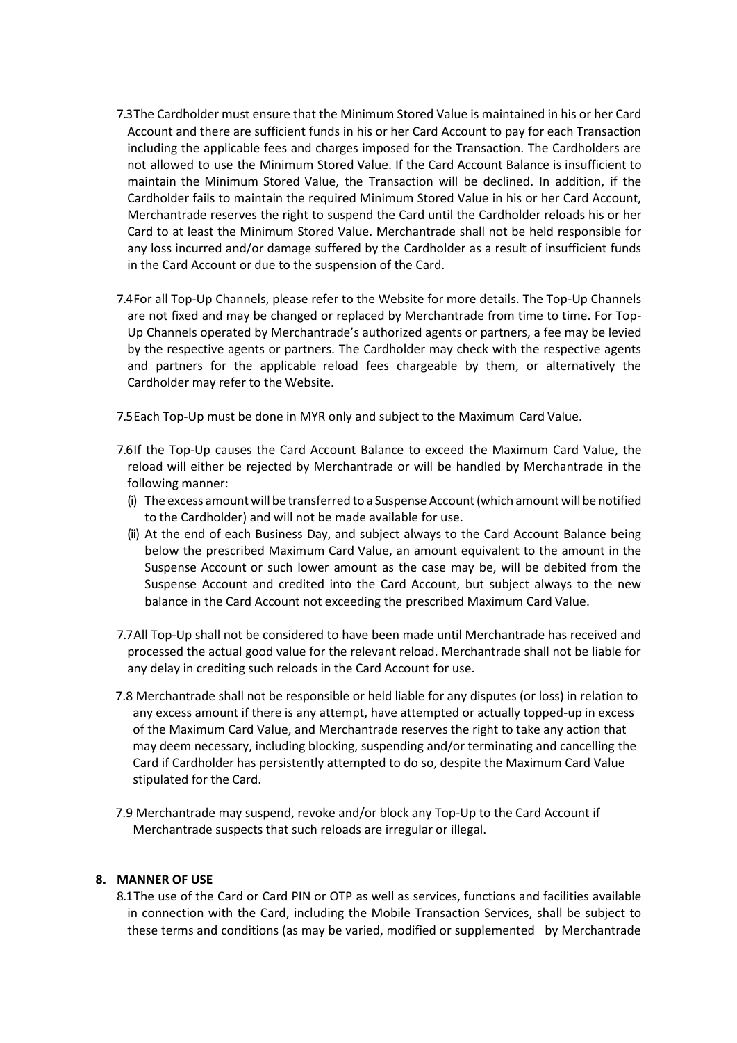7.3 The Cardholder must ensure that the Minimum Stored Value is maintained in his or her Card Account and there are sufficient funds in his or her Card Account to pay for each Transaction including the applicable fees and charges imposed for the Transaction. The Cardholders are not allowed to use the Minimum Stored Value. If the Card Account Balance is insufficient to maintain the Minimum Stored Value, the Transaction will be declined. In addition, if the Cardholder fails to maintain the required Minimum Stored Value in his or her Card Account, Merchantrade reserves the right to suspend the Card until the Cardholder reloads his or her Card to at least the Minimum Stored Value. Merchantrade shall not be held responsible for any loss incurred and/or damage suffered by the Cardholder as a result of insufficient funds in the Card Account or due to the suspension of the Card.

7.4 For all Top-Up Channels, please refer to the Website for more details. The Top-Up Channels are not fixed and may be changed or replaced by Merchantrade from time to time. For Top-Up Channels operated by Merchantrade's authorized agents or partners, a fee may be levied by the respective agents or partners. The Cardholder may check with the respective agents and partners for the applicable reload fees chargeable by them, or alternatively the Cardholder may refer to the Website.

7.5 Each Top-Up must be done in MYR only and subject to the Maximum Card Value.

7.6 If the Top-Up causes the Card Account Balance to exceed the Maximum Card Value, the reload will either be rejected by Merchantrade or will be handled by Merchantrade in the following manner:

(i) The excess amount will be transferred to a Suspense Account (which amount will be notified to the Cardholder) and will not be made available for use.

(ii) At the end of each Business Day, and subject always to the Card Account Balance being below the prescribed Maximum Card Value, an amount equivalent to the amount in the Suspense Account or such lower amount as the case may be, will be debited from the Suspense Account and credited into the Card Account, but subject always to the new balance in the Card Account not exceeding the prescribed Maximum Card Value.

7.7 All Top-Up shall not be considered to have been made until Merchantrade has received and processed the actual good value for the relevant reload. Merchantrade shall not be liable for any delay in crediting such reloads in the Card Account for use.

7.8 Merchantrade shall not be responsible or held liable for any disputes (or loss) in relation to any excess amount if there is any attempt, have attempted or actually topped-up in excess of the Maximum Card Value, and Merchantrade reserves the right to take any action that may deem necessary, including blocking, suspending and/or terminating and cancelling the Card if Cardholder has persistently attempted to do so, despite the Maximum Card Value stipulated for the Card.

7.9 Merchantrade may suspend, revoke and/or block any Top-Up to the Card Account if Merchantrade suspects that such reloads are irregular or illegal.

## 8. MANNER OF USE

8.1 The use of the Card or Card PIN or OTP as well as services, functions and facilities available in connection with the Card, including the Mobile Transaction Services, shall be subject to these terms and conditions (as may be varied, modified or supplemented by Merchantrade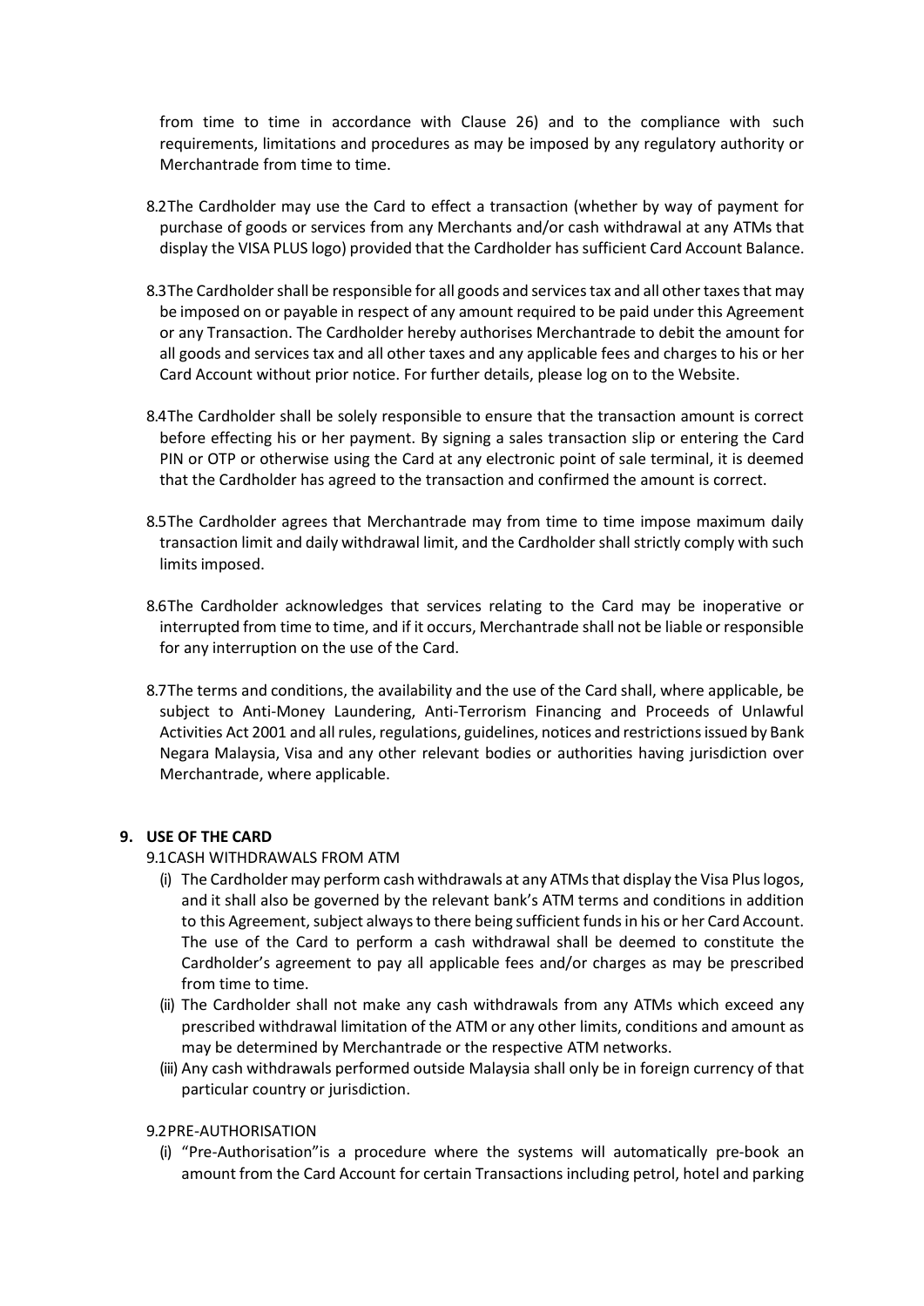from time to time in accordance with Clause 26) and to the compliance with such requirements, limitations and procedures as may be imposed by any regulatory authority or Merchantrade from time to time.

8.2 The Cardholder may use the Card to effect a transaction (whether by way of payment for purchase of goods or services from any Merchants and/or cash withdrawal at any ATMs that display the VISA PLUS logo) provided that the Cardholder has sufficient Card Account Balance.

8.3 The Cardholder shall be responsible for all goods and services tax and all other taxes that may be imposed on or payable in respect of any amount required to be paid under this Agreement or any Transaction. The Cardholder hereby authorises Merchantrade to debit the amount for all goods and services tax and all other taxes and any applicable fees and charges to his or her Card Account without prior notice. For further details, please log on to the Website.

8.4 The Cardholder shall be solely responsible to ensure that the transaction amount is correct before effecting his or her payment. By signing a sales transaction slip or entering the Card PIN or OTP or otherwise using the Card at any electronic point of sale terminal, it is deemed that the Cardholder has agreed to the transaction and confirmed the amount is correct.

8.5 The Cardholder agrees that Merchantrade may from time to time impose maximum daily transaction limit and daily withdrawal limit, and the Cardholder shall strictly comply with such limits imposed.

8.6 The Cardholder acknowledges that services relating to the Card may be inoperative or interrupted from time to time, and if it occurs, Merchantrade shall not be liable or responsible for any interruption on the use of the Card.

8.7 The terms and conditions, the availability and the use of the Card shall, where applicable, be subject to Anti-Money Laundering, Anti-Terrorism Financing and Proceeds of Unlawful Activities Act 2001 and all rules, regulations, guidelines, notices and restrictions issued by Bank Negara Malaysia, Visa and any other relevant bodies or authorities having jurisdiction over Merchantrade, where applicable.

## 9. USE OF THE CARD

9.1 CASH WITHDRAWALS FROM ATM

(i) The Cardholder may perform cash withdrawals at any ATMs that display the Visa Plus logos, and it shall also be governed by the relevant bank's ATM terms and conditions in addition to this Agreement, subject always to there being sufficient funds in his or her Card Account. The use of the Card to perform a cash withdrawal shall be deemed to constitute the Cardholder's agreement to pay all applicable fees and/or charges as may be prescribed from time to time.

(ii) The Cardholder shall not make any cash withdrawals from any ATMs which exceed any prescribed withdrawal limitation of the ATM or any other limits, conditions and amount as may be determined by Merchantrade or the respective ATM networks.

(iii) Any cash withdrawals performed outside Malaysia shall only be in foreign currency of that particular country or jurisdiction.

9.2 PRE-AUTHORISATION

(i) "Pre-Authorisation"is a procedure where the systems will automatically pre-book an amount from the Card Account for certain Transactions including petrol, hotel and parking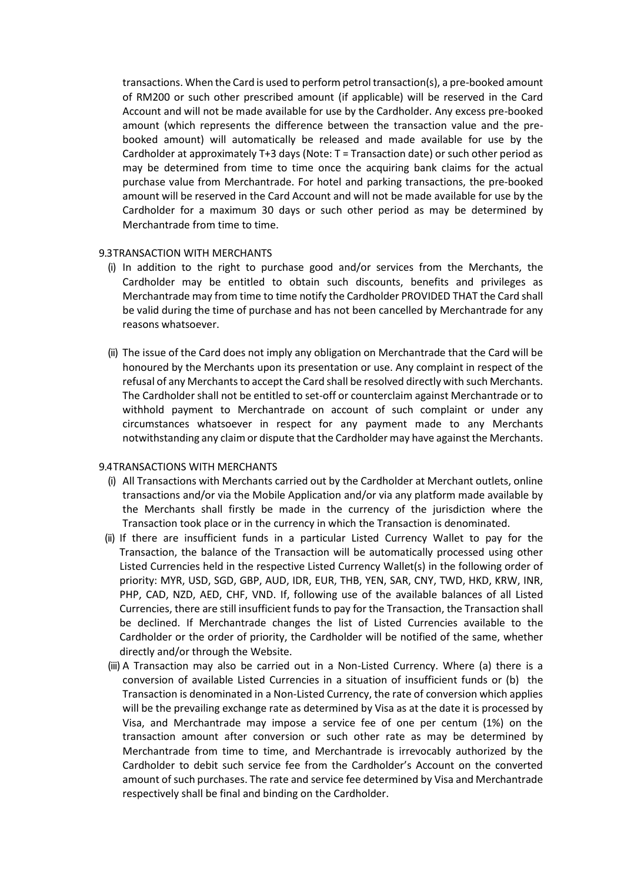transactions. When the Card is used to perform petrol transaction(s), a pre-booked amount of RM200 or such other prescribed amount (if applicable) will be reserved in the Card Account and will not be made available for use by the Cardholder. Any excess pre-booked amount (which represents the difference between the transaction value and the pre-booked amount) will automatically be released and made available for use by the Cardholder at approximately T+3 days (Note: T = Transaction date) or such other period as may be determined from time to time once the acquiring bank claims for the actual purchase value from Merchantrade. For hotel and parking transactions, the pre-booked amount will be reserved in the Card Account and will not be made available for use by the Cardholder for a maximum 30 days or such other period as may be determined by Merchantrade from time to time.

9.3 TRANSACTION WITH MERCHANTS

(i) In addition to the right to purchase good and/or services from the Merchants, the Cardholder may be entitled to obtain such discounts, benefits and privileges as Merchantrade may from time to time notify the Cardholder PROVIDED THAT the Card shall be valid during the time of purchase and has not been cancelled by Merchantrade for any reasons whatsoever.

(ii) The issue of the Card does not imply any obligation on Merchantrade that the Card will be honoured by the Merchants upon its presentation or use. Any complaint in respect of the refusal of any Merchants to accept the Card shall be resolved directly with such Merchants. The Cardholder shall not be entitled to set-off or counterclaim against Merchantrade or to withhold payment to Merchantrade on account of such complaint or under any circumstances whatsoever in respect for any payment made to any Merchants notwithstanding any claim or dispute that the Cardholder may have against the Merchants.

9.4 TRANSACTIONS WITH MERCHANTS

(i) All Transactions with Merchants carried out by the Cardholder at Merchant outlets, online transactions and/or via the Mobile Application and/or via any platform made available by the Merchants shall firstly be made in the currency of the jurisdiction where the Transaction took place or in the currency in which the Transaction is denominated.

(ii) If there are insufficient funds in a particular Listed Currency Wallet to pay for the Transaction, the balance of the Transaction will be automatically processed using other Listed Currencies held in the respective Listed Currency Wallet(s) in the following order of priority: MYR, USD, SGD, GBP, AUD, IDR, EUR, THB, YEN, SAR, CNY, TWD, HKD, KRW, INR, PHP, CAD, NZD, AED, CHF, VND. If, following use of the available balances of all Listed Currencies, there are still insufficient funds to pay for the Transaction, the Transaction shall be declined. If Merchantrade changes the list of Listed Currencies available to the Cardholder or the order of priority, the Cardholder will be notified of the same, whether directly and/or through the Website.

(iii) A Transaction may also be carried out in a Non-Listed Currency. Where (a) there is a conversion of available Listed Currencies in a situation of insufficient funds or (b) the Transaction is denominated in a Non-Listed Currency, the rate of conversion which applies will be the prevailing exchange rate as determined by Visa as at the date it is processed by Visa, and Merchantrade may impose a service fee of one per centum (1%) on the transaction amount after conversion or such other rate as may be determined by Merchantrade from time to time, and Merchantrade is irrevocably authorized by the Cardholder to debit such service fee from the Cardholder's Account on the converted amount of such purchases. The rate and service fee determined by Visa and Merchantrade respectively shall be final and binding on the Cardholder.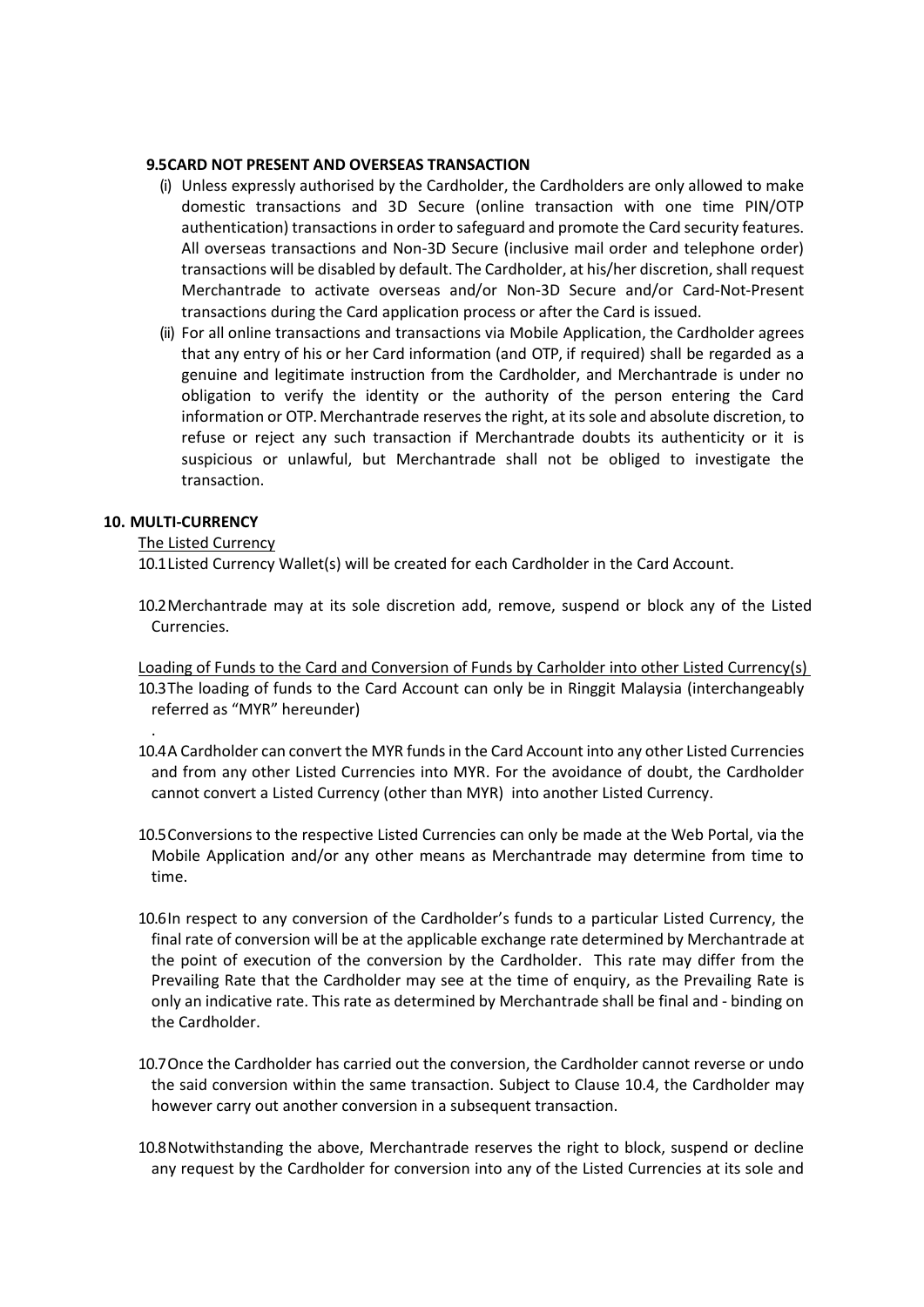**9.5 CARD NOT PRESENT AND OVERSEAS TRANSACTION**

(i) Unless expressly authorised by the Cardholder, the Cardholders are only allowed to make domestic transactions and 3D Secure (online transaction with one time PIN/OTP authentication) transactions in order to safeguard and promote the Card security features. All overseas transactions and Non-3D Secure (inclusive mail order and telephone order) transactions will be disabled by default. The Cardholder, at his/her discretion, shall request Merchantrade to activate overseas and/or Non-3D Secure and/or Card-Not-Present transactions during the Card application process or after the Card is issued.

(ii) For all online transactions and transactions via Mobile Application, the Cardholder agrees that any entry of his or her Card information (and OTP, if required) shall be regarded as a genuine and legitimate instruction from the Cardholder, and Merchantrade is under no obligation to verify the identity or the authority of the person entering the Card information or OTP. Merchantrade reserves the right, at its sole and absolute discretion, to refuse or reject any such transaction if Merchantrade doubts its authenticity or it is suspicious or unlawful, but Merchantrade shall not be obliged to investigate the transaction.

**10. MULTI-CURRENCY**

The Listed Currency

10.1 Listed Currency Wallet(s) will be created for each Cardholder in the Card Account.

10.2 Merchantrade may at its sole discretion add, remove, suspend or block any of the Listed Currencies.

Loading of Funds to the Card and Conversion of Funds by Carholder into other Listed Currency(s)

10.3 The loading of funds to the Card Account can only be in Ringgit Malaysia (interchangeably referred as "MYR" hereunder)

.

10.4 A Cardholder can convert the MYR funds in the Card Account into any other Listed Currencies and from any other Listed Currencies into MYR. For the avoidance of doubt, the Cardholder cannot convert a Listed Currency (other than MYR) into another Listed Currency.

10.5 Conversions to the respective Listed Currencies can only be made at the Web Portal, via the Mobile Application and/or any other means as Merchantrade may determine from time to time.

10.6 In respect to any conversion of the Cardholder's funds to a particular Listed Currency, the final rate of conversion will be at the applicable exchange rate determined by Merchantrade at the point of execution of the conversion by the Cardholder. This rate may differ from the Prevailing Rate that the Cardholder may see at the time of enquiry, as the Prevailing Rate is only an indicative rate. This rate as determined by Merchantrade shall be final and - binding on the Cardholder.

10.7 Once the Cardholder has carried out the conversion, the Cardholder cannot reverse or undo the said conversion within the same transaction. Subject to Clause 10.4, the Cardholder may however carry out another conversion in a subsequent transaction.

10.8 Notwithstanding the above, Merchantrade reserves the right to block, suspend or decline any request by the Cardholder for conversion into any of the Listed Currencies at its sole and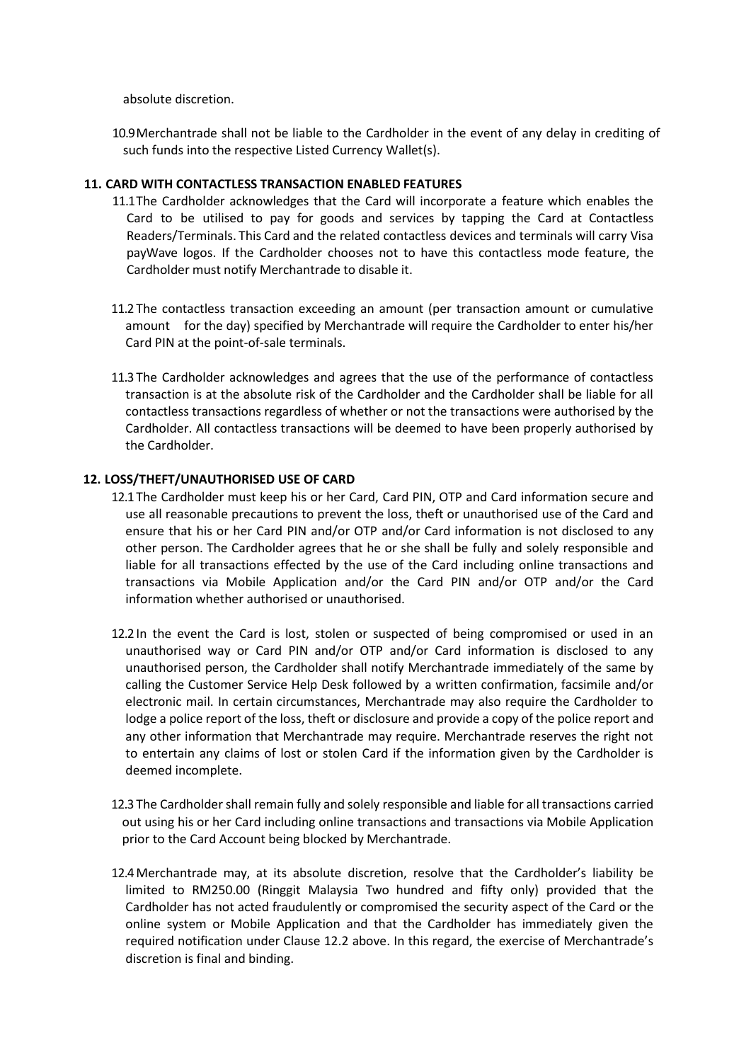absolute discretion.

10.9 Merchantrade shall not be liable to the Cardholder in the event of any delay in crediting of such funds into the respective Listed Currency Wallet(s).

## 11. CARD WITH CONTACTLESS TRANSACTION ENABLED FEATURES

11.1 The Cardholder acknowledges that the Card will incorporate a feature which enables the Card to be utilised to pay for goods and services by tapping the Card at Contactless Readers/Terminals. This Card and the related contactless devices and terminals will carry Visa payWave logos. If the Cardholder chooses not to have this contactless mode feature, the Cardholder must notify Merchantrade to disable it.

11.2 The contactless transaction exceeding an amount (per transaction amount or cumulative amount for the day) specified by Merchantrade will require the Cardholder to enter his/her Card PIN at the point-of-sale terminals.

11.3 The Cardholder acknowledges and agrees that the use of the performance of contactless transaction is at the absolute risk of the Cardholder and the Cardholder shall be liable for all contactless transactions regardless of whether or not the transactions were authorised by the Cardholder. All contactless transactions will be deemed to have been properly authorised by the Cardholder.

## 12. LOSS/THEFT/UNAUTHORISED USE OF CARD

12.1 The Cardholder must keep his or her Card, Card PIN, OTP and Card information secure and use all reasonable precautions to prevent the loss, theft or unauthorised use of the Card and ensure that his or her Card PIN and/or OTP and/or Card information is not disclosed to any other person. The Cardholder agrees that he or she shall be fully and solely responsible and liable for all transactions effected by the use of the Card including online transactions and transactions via Mobile Application and/or the Card PIN and/or OTP and/or the Card information whether authorised or unauthorised.

12.2 In the event the Card is lost, stolen or suspected of being compromised or used in an unauthorised way or Card PIN and/or OTP and/or Card information is disclosed to any unauthorised person, the Cardholder shall notify Merchantrade immediately of the same by calling the Customer Service Help Desk followed by a written confirmation, facsimile and/or electronic mail. In certain circumstances, Merchantrade may also require the Cardholder to lodge a police report of the loss, theft or disclosure and provide a copy of the police report and any other information that Merchantrade may require. Merchantrade reserves the right not to entertain any claims of lost or stolen Card if the information given by the Cardholder is deemed incomplete.

12.3 The Cardholder shall remain fully and solely responsible and liable for all transactions carried out using his or her Card including online transactions and transactions via Mobile Application prior to the Card Account being blocked by Merchantrade.

12.4 Merchantrade may, at its absolute discretion, resolve that the Cardholder's liability be limited to RM250.00 (Ringgit Malaysia Two hundred and fifty only) provided that the Cardholder has not acted fraudulently or compromised the security aspect of the Card or the online system or Mobile Application and that the Cardholder has immediately given the required notification under Clause 12.2 above. In this regard, the exercise of Merchantrade's discretion is final and binding.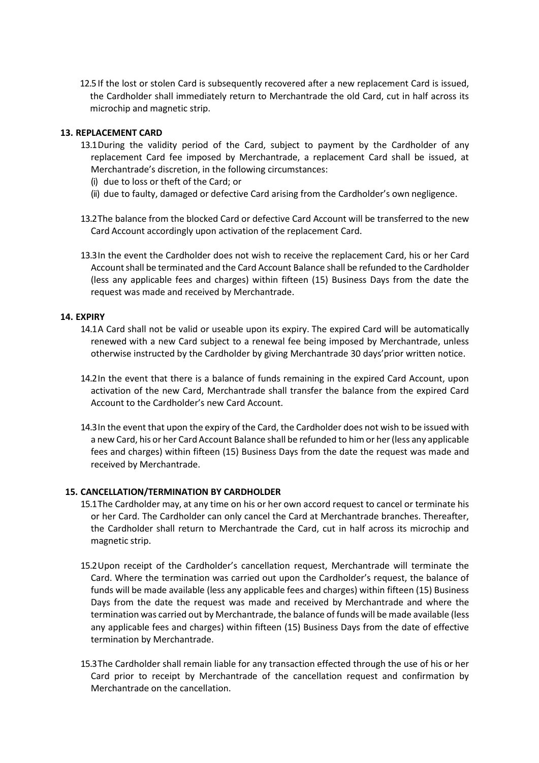12.5 If the lost or stolen Card is subsequently recovered after a new replacement Card is issued, the Cardholder shall immediately return to Merchantrade the old Card, cut in half across its microchip and magnetic strip.

**13. REPLACEMENT CARD**

13.1 During the validity period of the Card, subject to payment by the Cardholder of any replacement Card fee imposed by Merchantrade, a replacement Card shall be issued, at Merchantrade's discretion, in the following circumstances:

(i) due to loss or theft of the Card; or

(ii) due to faulty, damaged or defective Card arising from the Cardholder's own negligence.

13.2 The balance from the blocked Card or defective Card Account will be transferred to the new Card Account accordingly upon activation of the replacement Card.

13.3 In the event the Cardholder does not wish to receive the replacement Card, his or her Card Account shall be terminated and the Card Account Balance shall be refunded to the Cardholder (less any applicable fees and charges) within fifteen (15) Business Days from the date the request was made and received by Merchantrade.

**14. EXPIRY**

14.1 A Card shall not be valid or useable upon its expiry. The expired Card will be automatically renewed with a new Card subject to a renewal fee being imposed by Merchantrade, unless otherwise instructed by the Cardholder by giving Merchantrade 30 days'prior written notice.

14.2 In the event that there is a balance of funds remaining in the expired Card Account, upon activation of the new Card, Merchantrade shall transfer the balance from the expired Card Account to the Cardholder's new Card Account.

14.3 In the event that upon the expiry of the Card, the Cardholder does not wish to be issued with a new Card, his or her Card Account Balance shall be refunded to him or her (less any applicable fees and charges) within fifteen (15) Business Days from the date the request was made and received by Merchantrade.

**15. CANCELLATION/TERMINATION BY CARDHOLDER**

15.1 The Cardholder may, at any time on his or her own accord request to cancel or terminate his or her Card. The Cardholder can only cancel the Card at Merchantrade branches. Thereafter, the Cardholder shall return to Merchantrade the Card, cut in half across its microchip and magnetic strip.

15.2 Upon receipt of the Cardholder's cancellation request, Merchantrade will terminate the Card. Where the termination was carried out upon the Cardholder's request, the balance of funds will be made available (less any applicable fees and charges) within fifteen (15) Business Days from the date the request was made and received by Merchantrade and where the termination was carried out by Merchantrade, the balance of funds will be made available (less any applicable fees and charges) within fifteen (15) Business Days from the date of effective termination by Merchantrade.

15.3 The Cardholder shall remain liable for any transaction effected through the use of his or her Card prior to receipt by Merchantrade of the cancellation request and confirmation by Merchantrade on the cancellation.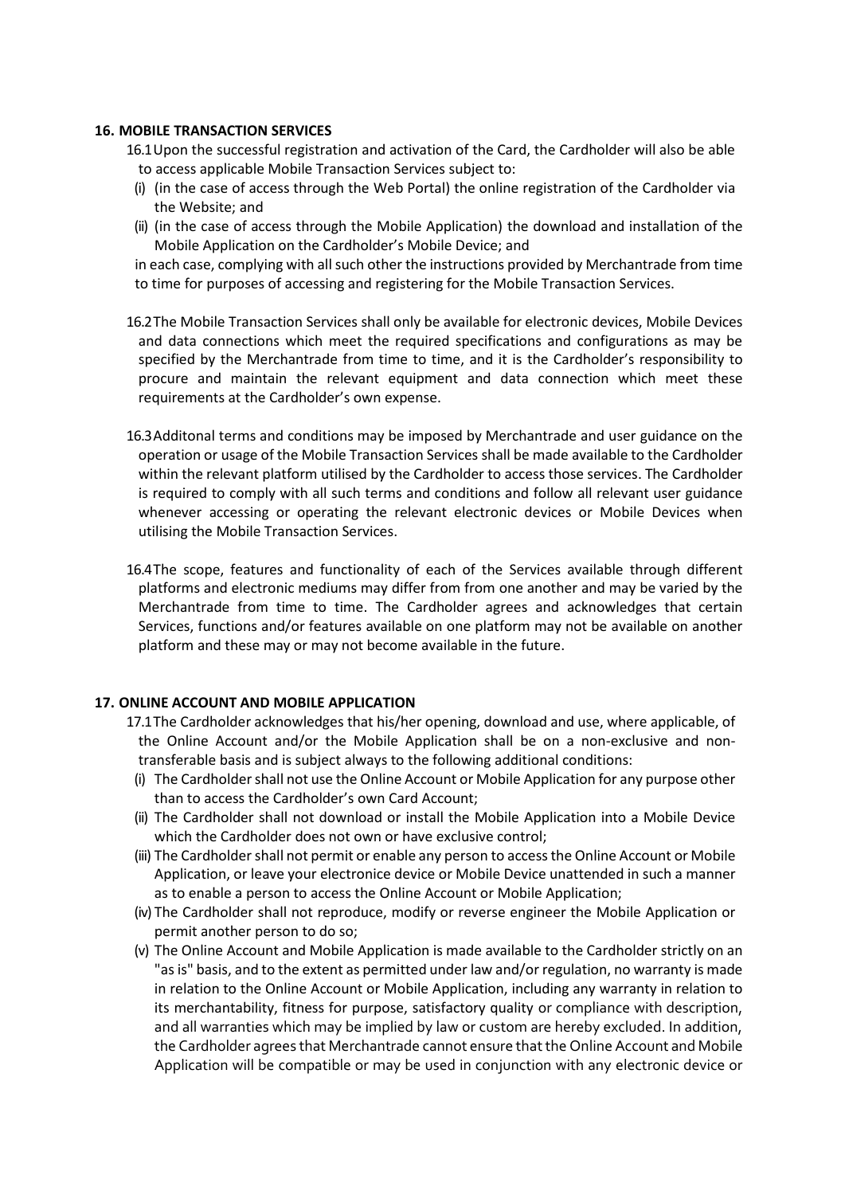## 16. MOBILE TRANSACTION SERVICES

16.1 Upon the successful registration and activation of the Card, the Cardholder will also be able to access applicable Mobile Transaction Services subject to:

(i) (in the case of access through the Web Portal) the online registration of the Cardholder via the Website; and

(ii) (in the case of access through the Mobile Application) the download and installation of the Mobile Application on the Cardholder's Mobile Device; and

in each case, complying with all such other the instructions provided by Merchantrade from time to time for purposes of accessing and registering for the Mobile Transaction Services.

16.2 The Mobile Transaction Services shall only be available for electronic devices, Mobile Devices and data connections which meet the required specifications and configurations as may be specified by the Merchantrade from time to time, and it is the Cardholder's responsibility to procure and maintain the relevant equipment and data connection which meet these requirements at the Cardholder's own expense.

16.3 Additonal terms and conditions may be imposed by Merchantrade and user guidance on the operation or usage of the Mobile Transaction Services shall be made available to the Cardholder within the relevant platform utilised by the Cardholder to access those services. The Cardholder is required to comply with all such terms and conditions and follow all relevant user guidance whenever accessing or operating the relevant electronic devices or Mobile Devices when utilising the Mobile Transaction Services.

16.4 The scope, features and functionality of each of the Services available through different platforms and electronic mediums may differ from from one another and may be varied by the Merchantrade from time to time. The Cardholder agrees and acknowledges that certain Services, functions and/or features available on one platform may not be available on another platform and these may or may not become available in the future.

## 17. ONLINE ACCOUNT AND MOBILE APPLICATION

17.1 The Cardholder acknowledges that his/her opening, download and use, where applicable, of the Online Account and/or the Mobile Application shall be on a non-exclusive and non-transferable basis and is subject always to the following additional conditions:

(i) The Cardholder shall not use the Online Account or Mobile Application for any purpose other than to access the Cardholder's own Card Account;

(ii) The Cardholder shall not download or install the Mobile Application into a Mobile Device which the Cardholder does not own or have exclusive control;

(iii) The Cardholder shall not permit or enable any person to access the Online Account or Mobile Application, or leave your electronice device or Mobile Device unattended in such a manner as to enable a person to access the Online Account or Mobile Application;

(iv) The Cardholder shall not reproduce, modify or reverse engineer the Mobile Application or permit another person to do so;

(v) The Online Account and Mobile Application is made available to the Cardholder strictly on an "as is" basis, and to the extent as permitted under law and/or regulation, no warranty is made in relation to the Online Account or Mobile Application, including any warranty in relation to its merchantability, fitness for purpose, satisfactory quality or compliance with description, and all warranties which may be implied by law or custom are hereby excluded. In addition, the Cardholder agrees that Merchantrade cannot ensure that the Online Account and Mobile Application will be compatible or may be used in conjunction with any electronic device or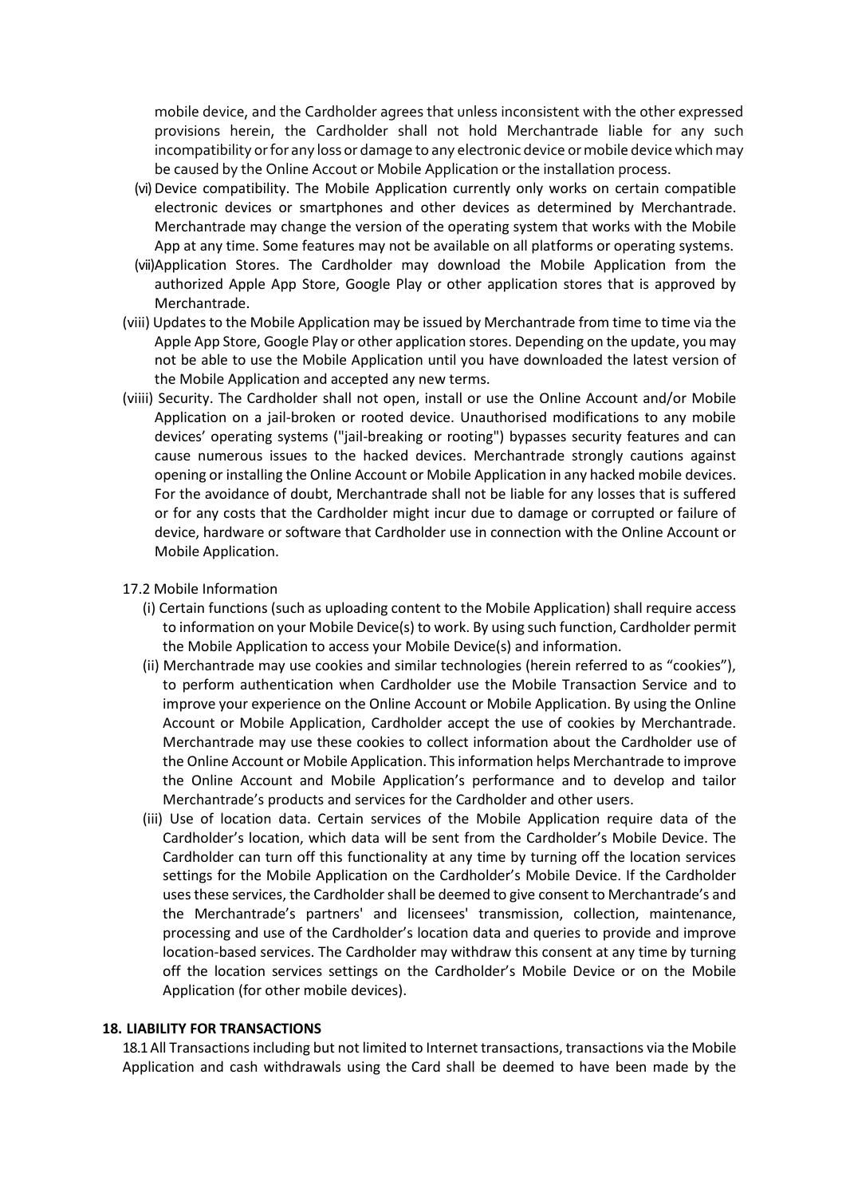mobile device, and the Cardholder agrees that unless inconsistent with the other expressed provisions herein, the Cardholder shall not hold Merchantrade liable for any such incompatibility or for any loss or damage to any electronic device or mobile device which may be caused by the Online Accout or Mobile Application or the installation process.

(vi) Device compatibility. The Mobile Application currently only works on certain compatible electronic devices or smartphones and other devices as determined by Merchantrade. Merchantrade may change the version of the operating system that works with the Mobile App at any time. Some features may not be available on all platforms or operating systems.

(vii) Application Stores. The Cardholder may download the Mobile Application from the authorized Apple App Store, Google Play or other application stores that is approved by Merchantrade.

(viii) Updates to the Mobile Application may be issued by Merchantrade from time to time via the Apple App Store, Google Play or other application stores. Depending on the update, you may not be able to use the Mobile Application until you have downloaded the latest version of the Mobile Application and accepted any new terms.

(viiii) Security. The Cardholder shall not open, install or use the Online Account and/or Mobile Application on a jail-broken or rooted device. Unauthorised modifications to any mobile devices' operating systems ("jail-breaking or rooting") bypasses security features and can cause numerous issues to the hacked devices. Merchantrade strongly cautions against opening or installing the Online Account or Mobile Application in any hacked mobile devices. For the avoidance of doubt, Merchantrade shall not be liable for any losses that is suffered or for any costs that the Cardholder might incur due to damage or corrupted or failure of device, hardware or software that Cardholder use in connection with the Online Account or Mobile Application.

17.2 Mobile Information

(i) Certain functions (such as uploading content to the Mobile Application) shall require access to information on your Mobile Device(s) to work. By using such function, Cardholder permit the Mobile Application to access your Mobile Device(s) and information.

(ii) Merchantrade may use cookies and similar technologies (herein referred to as "cookies"), to perform authentication when Cardholder use the Mobile Transaction Service and to improve your experience on the Online Account or Mobile Application. By using the Online Account or Mobile Application, Cardholder accept the use of cookies by Merchantrade. Merchantrade may use these cookies to collect information about the Cardholder use of the Online Account or Mobile Application. This information helps Merchantrade to improve the Online Account and Mobile Application's performance and to develop and tailor Merchantrade's products and services for the Cardholder and other users.

(iii) Use of location data. Certain services of the Mobile Application require data of the Cardholder's location, which data will be sent from the Cardholder's Mobile Device. The Cardholder can turn off this functionality at any time by turning off the location services settings for the Mobile Application on the Cardholder's Mobile Device. If the Cardholder uses these services, the Cardholder shall be deemed to give consent to Merchantrade's and the Merchantrade's partners' and licensees' transmission, collection, maintenance, processing and use of the Cardholder's location data and queries to provide and improve location-based services. The Cardholder may withdraw this consent at any time by turning off the location services settings on the Cardholder's Mobile Device or on the Mobile Application (for other mobile devices).

## 18. LIABILITY FOR TRANSACTIONS

18.1 All Transactions including but not limited to Internet transactions, transactions via the Mobile Application and cash withdrawals using the Card shall be deemed to have been made by the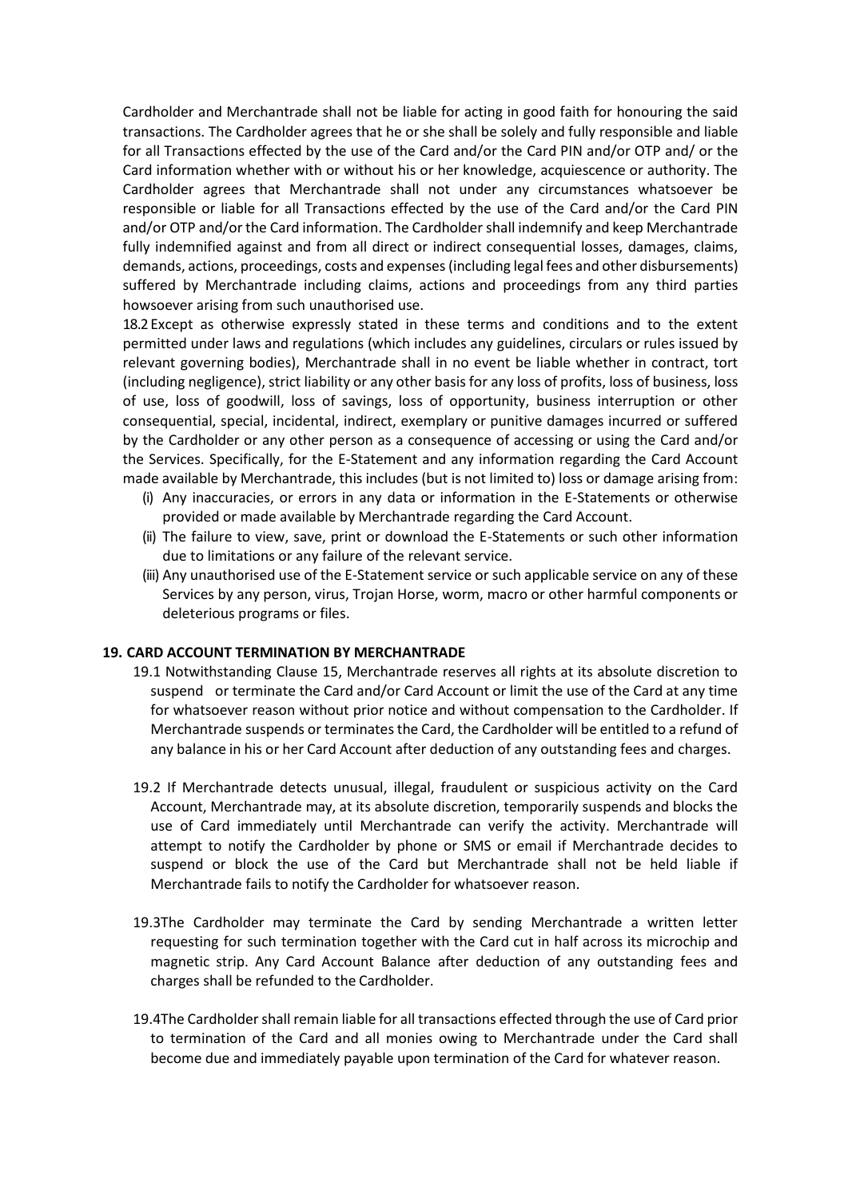Cardholder and Merchantrade shall not be liable for acting in good faith for honouring the said transactions. The Cardholder agrees that he or she shall be solely and fully responsible and liable for all Transactions effected by the use of the Card and/or the Card PIN and/or OTP and/ or the Card information whether with or without his or her knowledge, acquiescence or authority. The Cardholder agrees that Merchantrade shall not under any circumstances whatsoever be responsible or liable for all Transactions effected by the use of the Card and/or the Card PIN and/or OTP and/or the Card information. The Cardholder shall indemnify and keep Merchantrade fully indemnified against and from all direct or indirect consequential losses, damages, claims, demands, actions, proceedings, costs and expenses (including legal fees and other disbursements) suffered by Merchantrade including claims, actions and proceedings from any third parties howsoever arising from such unauthorised use.

18.2 Except as otherwise expressly stated in these terms and conditions and to the extent permitted under laws and regulations (which includes any guidelines, circulars or rules issued by relevant governing bodies), Merchantrade shall in no event be liable whether in contract, tort (including negligence), strict liability or any other basis for any loss of profits, loss of business, loss of use, loss of goodwill, loss of savings, loss of opportunity, business interruption or other consequential, special, incidental, indirect, exemplary or punitive damages incurred or suffered by the Cardholder or any other person as a consequence of accessing or using the Card and/or the Services. Specifically, for the E-Statement and any information regarding the Card Account made available by Merchantrade, this includes (but is not limited to) loss or damage arising from:

(i) Any inaccuracies, or errors in any data or information in the E-Statements or otherwise provided or made available by Merchantrade regarding the Card Account.

(ii) The failure to view, save, print or download the E-Statements or such other information due to limitations or any failure of the relevant service.

(iii) Any unauthorised use of the E-Statement service or such applicable service on any of these Services by any person, virus, Trojan Horse, worm, macro or other harmful components or deleterious programs or files.

## 19. CARD ACCOUNT TERMINATION BY MERCHANTRADE

19.1 Notwithstanding Clause 15, Merchantrade reserves all rights at its absolute discretion to suspend or terminate the Card and/or Card Account or limit the use of the Card at any time for whatsoever reason without prior notice and without compensation to the Cardholder. If Merchantrade suspends or terminates the Card, the Cardholder will be entitled to a refund of any balance in his or her Card Account after deduction of any outstanding fees and charges.

19.2 If Merchantrade detects unusual, illegal, fraudulent or suspicious activity on the Card Account, Merchantrade may, at its absolute discretion, temporarily suspends and blocks the use of Card immediately until Merchantrade can verify the activity. Merchantrade will attempt to notify the Cardholder by phone or SMS or email if Merchantrade decides to suspend or block the use of the Card but Merchantrade shall not be held liable if Merchantrade fails to notify the Cardholder for whatsoever reason.

19.3The Cardholder may terminate the Card by sending Merchantrade a written letter requesting for such termination together with the Card cut in half across its microchip and magnetic strip. Any Card Account Balance after deduction of any outstanding fees and charges shall be refunded to the Cardholder.

19.4The Cardholder shall remain liable for all transactions effected through the use of Card prior to termination of the Card and all monies owing to Merchantrade under the Card shall become due and immediately payable upon termination of the Card for whatever reason.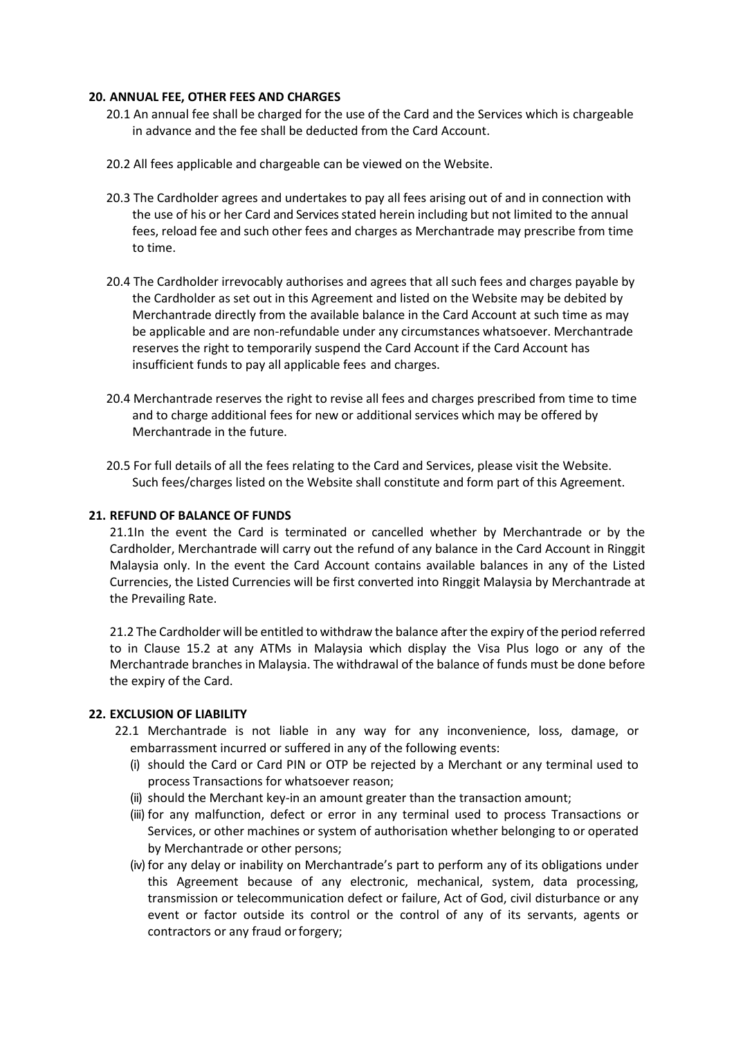## 20. ANNUAL FEE, OTHER FEES AND CHARGES

20.1 An annual fee shall be charged for the use of the Card and the Services which is chargeable in advance and the fee shall be deducted from the Card Account.

20.2 All fees applicable and chargeable can be viewed on the Website.

20.3 The Cardholder agrees and undertakes to pay all fees arising out of and in connection with the use of his or her Card and Services stated herein including but not limited to the annual fees, reload fee and such other fees and charges as Merchantrade may prescribe from time to time.

20.4 The Cardholder irrevocably authorises and agrees that all such fees and charges payable by the Cardholder as set out in this Agreement and listed on the Website may be debited by Merchantrade directly from the available balance in the Card Account at such time as may be applicable and are non-refundable under any circumstances whatsoever. Merchantrade reserves the right to temporarily suspend the Card Account if the Card Account has insufficient funds to pay all applicable fees and charges.

20.4 Merchantrade reserves the right to revise all fees and charges prescribed from time to time and to charge additional fees for new or additional services which may be offered by Merchantrade in the future.

20.5 For full details of all the fees relating to the Card and Services, please visit the Website. Such fees/charges listed on the Website shall constitute and form part of this Agreement.

## 21. REFUND OF BALANCE OF FUNDS

21.1In the event the Card is terminated or cancelled whether by Merchantrade or by the Cardholder, Merchantrade will carry out the refund of any balance in the Card Account in Ringgit Malaysia only. In the event the Card Account contains available balances in any of the Listed Currencies, the Listed Currencies will be first converted into Ringgit Malaysia by Merchantrade at the Prevailing Rate.

21.2 The Cardholder will be entitled to withdraw the balance after the expiry of the period referred to in Clause 15.2 at any ATMs in Malaysia which display the Visa Plus logo or any of the Merchantrade branches in Malaysia. The withdrawal of the balance of funds must be done before the expiry of the Card.

## 22. EXCLUSION OF LIABILITY

22.1 Merchantrade is not liable in any way for any inconvenience, loss, damage, or embarrassment incurred or suffered in any of the following events:

(i) should the Card or Card PIN or OTP be rejected by a Merchant or any terminal used to process Transactions for whatsoever reason;

(ii) should the Merchant key-in an amount greater than the transaction amount;

(iii) for any malfunction, defect or error in any terminal used to process Transactions or Services, or other machines or system of authorisation whether belonging to or operated by Merchantrade or other persons;

(iv) for any delay or inability on Merchantrade's part to perform any of its obligations under this Agreement because of any electronic, mechanical, system, data processing, transmission or telecommunication defect or failure, Act of God, civil disturbance or any event or factor outside its control or the control of any of its servants, agents or contractors or any fraud or forgery;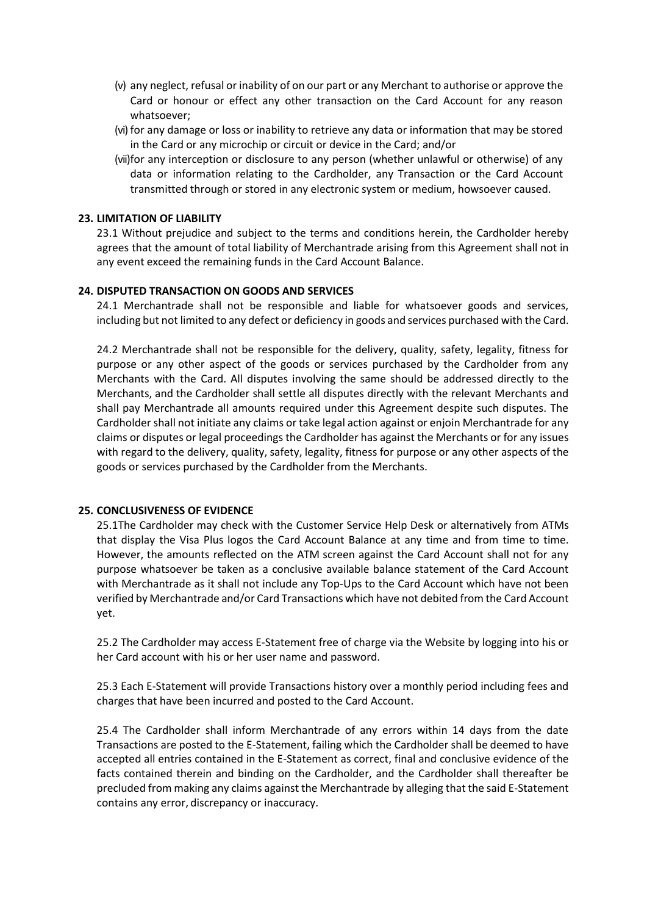(v) any neglect, refusal or inability of on our part or any Merchant to authorise or approve the Card or honour or effect any other transaction on the Card Account for any reason whatsoever;

(vi) for any damage or loss or inability to retrieve any data or information that may be stored in the Card or any microchip or circuit or device in the Card; and/or

(vii)for any interception or disclosure to any person (whether unlawful or otherwise) of any data or information relating to the Cardholder, any Transaction or the Card Account transmitted through or stored in any electronic system or medium, howsoever caused.

**23. LIMITATION OF LIABILITY**

23.1 Without prejudice and subject to the terms and conditions herein, the Cardholder hereby agrees that the amount of total liability of Merchantrade arising from this Agreement shall not in any event exceed the remaining funds in the Card Account Balance.

**24. DISPUTED TRANSACTION ON GOODS AND SERVICES**

24.1 Merchantrade shall not be responsible and liable for whatsoever goods and services, including but not limited to any defect or deficiency in goods and services purchased with the Card.

24.2 Merchantrade shall not be responsible for the delivery, quality, safety, legality, fitness for purpose or any other aspect of the goods or services purchased by the Cardholder from any Merchants with the Card. All disputes involving the same should be addressed directly to the Merchants, and the Cardholder shall settle all disputes directly with the relevant Merchants and shall pay Merchantrade all amounts required under this Agreement despite such disputes. The Cardholder shall not initiate any claims or take legal action against or enjoin Merchantrade for any claims or disputes or legal proceedings the Cardholder has against the Merchants or for any issues with regard to the delivery, quality, safety, legality, fitness for purpose or any other aspects of the goods or services purchased by the Cardholder from the Merchants.

**25. CONCLUSIVENESS OF EVIDENCE**

25.1The Cardholder may check with the Customer Service Help Desk or alternatively from ATMs that display the Visa Plus logos the Card Account Balance at any time and from time to time. However, the amounts reflected on the ATM screen against the Card Account shall not for any purpose whatsoever be taken as a conclusive available balance statement of the Card Account with Merchantrade as it shall not include any Top-Ups to the Card Account which have not been verified by Merchantrade and/or Card Transactions which have not debited from the Card Account yet.

25.2 The Cardholder may access E-Statement free of charge via the Website by logging into his or her Card account with his or her user name and password.

25.3 Each E-Statement will provide Transactions history over a monthly period including fees and charges that have been incurred and posted to the Card Account.

25.4 The Cardholder shall inform Merchantrade of any errors within 14 days from the date Transactions are posted to the E-Statement, failing which the Cardholder shall be deemed to have accepted all entries contained in the E-Statement as correct, final and conclusive evidence of the facts contained therein and binding on the Cardholder, and the Cardholder shall thereafter be precluded from making any claims against the Merchantrade by alleging that the said E-Statement contains any error, discrepancy or inaccuracy.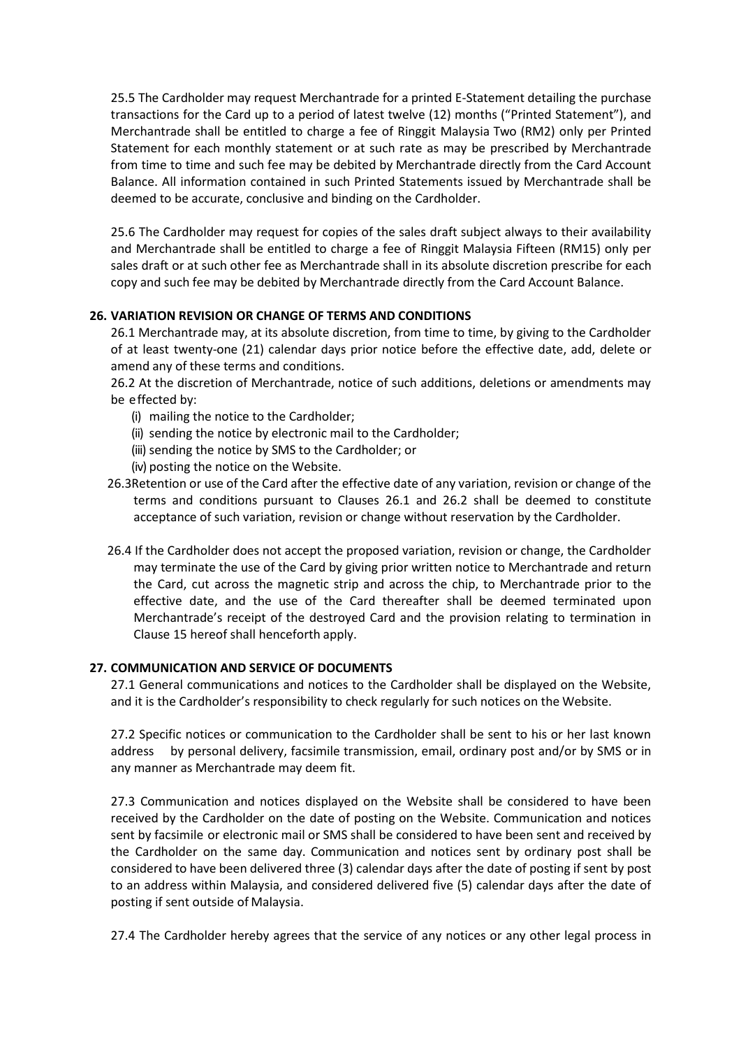25.5 The Cardholder may request Merchantrade for a printed E-Statement detailing the purchase transactions for the Card up to a period of latest twelve (12) months ("Printed Statement"), and Merchantrade shall be entitled to charge a fee of Ringgit Malaysia Two (RM2) only per Printed Statement for each monthly statement or at such rate as may be prescribed by Merchantrade from time to time and such fee may be debited by Merchantrade directly from the Card Account Balance. All information contained in such Printed Statements issued by Merchantrade shall be deemed to be accurate, conclusive and binding on the Cardholder.

25.6 The Cardholder may request for copies of the sales draft subject always to their availability and Merchantrade shall be entitled to charge a fee of Ringgit Malaysia Fifteen (RM15) only per sales draft or at such other fee as Merchantrade shall in its absolute discretion prescribe for each copy and such fee may be debited by Merchantrade directly from the Card Account Balance.

## 26. VARIATION REVISION OR CHANGE OF TERMS AND CONDITIONS

26.1 Merchantrade may, at its absolute discretion, from time to time, by giving to the Cardholder of at least twenty-one (21) calendar days prior notice before the effective date, add, delete or amend any of these terms and conditions.

26.2 At the discretion of Merchantrade, notice of such additions, deletions or amendments may be effected by:

- (i) mailing the notice to the Cardholder;
- (ii) sending the notice by electronic mail to the Cardholder;
- (iii) sending the notice by SMS to the Cardholder; or
- (iv) posting the notice on the Website.

26.3 Retention or use of the Card after the effective date of any variation, revision or change of the terms and conditions pursuant to Clauses 26.1 and 26.2 shall be deemed to constitute acceptance of such variation, revision or change without reservation by the Cardholder.

26.4 If the Cardholder does not accept the proposed variation, revision or change, the Cardholder may terminate the use of the Card by giving prior written notice to Merchantrade and return the Card, cut across the magnetic strip and across the chip, to Merchantrade prior to the effective date, and the use of the Card thereafter shall be deemed terminated upon Merchantrade's receipt of the destroyed Card and the provision relating to termination in Clause 15 hereof shall henceforth apply.

## 27. COMMUNICATION AND SERVICE OF DOCUMENTS

27.1 General communications and notices to the Cardholder shall be displayed on the Website, and it is the Cardholder's responsibility to check regularly for such notices on the Website.

27.2 Specific notices or communication to the Cardholder shall be sent to his or her last known address by personal delivery, facsimile transmission, email, ordinary post and/or by SMS or in any manner as Merchantrade may deem fit.

27.3 Communication and notices displayed on the Website shall be considered to have been received by the Cardholder on the date of posting on the Website. Communication and notices sent by facsimile or electronic mail or SMS shall be considered to have been sent and received by the Cardholder on the same day. Communication and notices sent by ordinary post shall be considered to have been delivered three (3) calendar days after the date of posting if sent by post to an address within Malaysia, and considered delivered five (5) calendar days after the date of posting if sent outside of Malaysia.

27.4 The Cardholder hereby agrees that the service of any notices or any other legal process in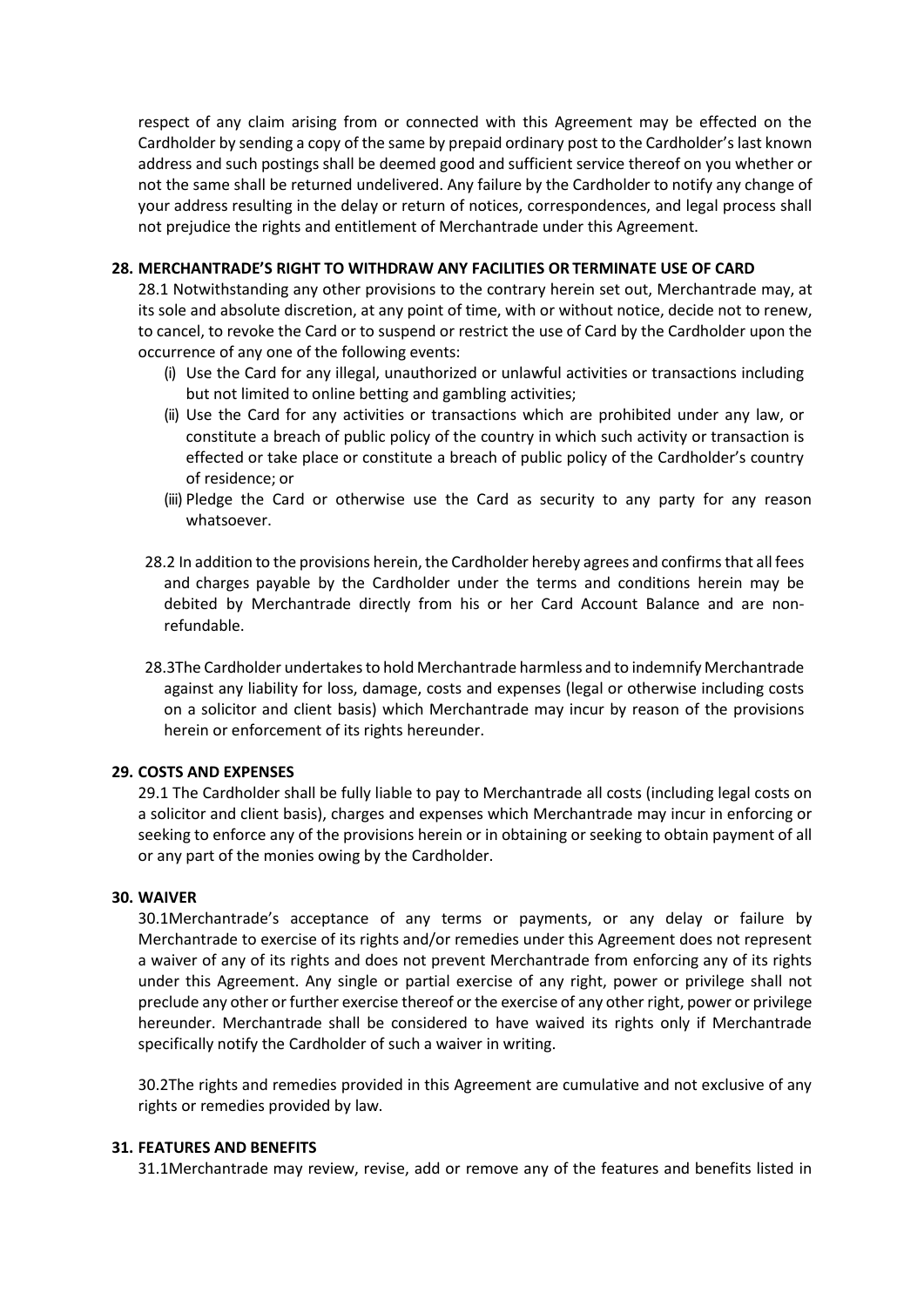respect of any claim arising from or connected with this Agreement may be effected on the Cardholder by sending a copy of the same by prepaid ordinary post to the Cardholder's last known address and such postings shall be deemed good and sufficient service thereof on you whether or not the same shall be returned undelivered. Any failure by the Cardholder to notify any change of your address resulting in the delay or return of notices, correspondences, and legal process shall not prejudice the rights and entitlement of Merchantrade under this Agreement.

**28. MERCHANTRADE'S RIGHT TO WITHDRAW ANY FACILITIES OR TERMINATE USE OF CARD**

28.1 Notwithstanding any other provisions to the contrary herein set out, Merchantrade may, at its sole and absolute discretion, at any point of time, with or without notice, decide not to renew, to cancel, to revoke the Card or to suspend or restrict the use of Card by the Cardholder upon the occurrence of any one of the following events:

(i) Use the Card for any illegal, unauthorized or unlawful activities or transactions including but not limited to online betting and gambling activities;

(ii) Use the Card for any activities or transactions which are prohibited under any law, or constitute a breach of public policy of the country in which such activity or transaction is effected or take place or constitute a breach of public policy of the Cardholder's country of residence; or

(iii) Pledge the Card or otherwise use the Card as security to any party for any reason whatsoever.

28.2 In addition to the provisions herein, the Cardholder hereby agrees and confirms that all fees and charges payable by the Cardholder under the terms and conditions herein may be debited by Merchantrade directly from his or her Card Account Balance and are non-refundable.

28.3The Cardholder undertakes to hold Merchantrade harmless and to indemnify Merchantrade against any liability for loss, damage, costs and expenses (legal or otherwise including costs on a solicitor and client basis) which Merchantrade may incur by reason of the provisions herein or enforcement of its rights hereunder.

**29. COSTS AND EXPENSES**

29.1 The Cardholder shall be fully liable to pay to Merchantrade all costs (including legal costs on a solicitor and client basis), charges and expenses which Merchantrade may incur in enforcing or seeking to enforce any of the provisions herein or in obtaining or seeking to obtain payment of all or any part of the monies owing by the Cardholder.

**30. WAIVER**

30.1Merchantrade's acceptance of any terms or payments, or any delay or failure by Merchantrade to exercise of its rights and/or remedies under this Agreement does not represent a waiver of any of its rights and does not prevent Merchantrade from enforcing any of its rights under this Agreement. Any single or partial exercise of any right, power or privilege shall not preclude any other or further exercise thereof or the exercise of any other right, power or privilege hereunder. Merchantrade shall be considered to have waived its rights only if Merchantrade specifically notify the Cardholder of such a waiver in writing.

30.2The rights and remedies provided in this Agreement are cumulative and not exclusive of any rights or remedies provided by law.

**31. FEATURES AND BENEFITS**

31.1Merchantrade may review, revise, add or remove any of the features and benefits listed in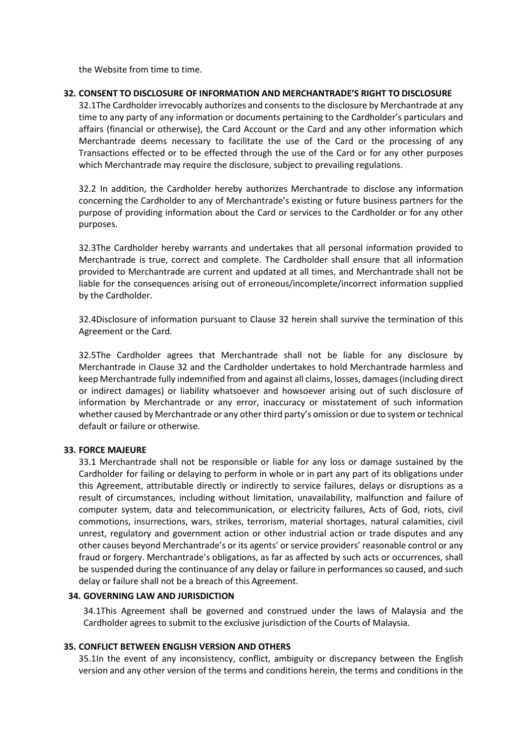the Website from time to time.

**32. CONSENT TO DISCLOSURE OF INFORMATION AND MERCHANTRADE'S RIGHT TO DISCLOSURE**

32.1The Cardholder irrevocably authorizes and consents to the disclosure by Merchantrade at any time to any party of any information or documents pertaining to the Cardholder's particulars and affairs (financial or otherwise), the Card Account or the Card and any other information which Merchantrade deems necessary to facilitate the use of the Card or the processing of any Transactions effected or to be effected through the use of the Card or for any other purposes which Merchantrade may require the disclosure, subject to prevailing regulations.

32.2 In addition, the Cardholder hereby authorizes Merchantrade to disclose any information concerning the Cardholder to any of Merchantrade's existing or future business partners for the purpose of providing information about the Card or services to the Cardholder or for any other purposes.

32.3The Cardholder hereby warrants and undertakes that all personal information provided to Merchantrade is true, correct and complete. The Cardholder shall ensure that all information provided to Merchantrade are current and updated at all times, and Merchantrade shall not be liable for the consequences arising out of erroneous/incomplete/incorrect information supplied by the Cardholder.

32.4Disclosure of information pursuant to Clause 32 herein shall survive the termination of this Agreement or the Card.

32.5The Cardholder agrees that Merchantrade shall not be liable for any disclosure by Merchantrade in Clause 32 and the Cardholder undertakes to hold Merchantrade harmless and keep Merchantrade fully indemnified from and against all claims, losses, damages (including direct or indirect damages) or liability whatsoever and howsoever arising out of such disclosure of information by Merchantrade or any error, inaccuracy or misstatement of such information whether caused by Merchantrade or any other third party's omission or due to system or technical default or failure or otherwise.

**33. FORCE MAJEURE**

33.1 Merchantrade shall not be responsible or liable for any loss or damage sustained by the Cardholder for failing or delaying to perform in whole or in part any part of its obligations under this Agreement, attributable directly or indirectly to service failures, delays or disruptions as a result of circumstances, including without limitation, unavailability, malfunction and failure of computer system, data and telecommunication, or electricity failures, Acts of God, riots, civil commotions, insurrections, wars, strikes, terrorism, material shortages, natural calamities, civil unrest, regulatory and government action or other industrial action or trade disputes and any other causes beyond Merchantrade's or its agents' or service providers' reasonable control or any fraud or forgery. Merchantrade's obligations, as far as affected by such acts or occurrences, shall be suspended during the continuance of any delay or failure in performances so caused, and such delay or failure shall not be a breach of this Agreement.

**34. GOVERNING LAW AND JURISDICTION**

34.1This Agreement shall be governed and construed under the laws of Malaysia and the Cardholder agrees to submit to the exclusive jurisdiction of the Courts of Malaysia.

**35. CONFLICT BETWEEN ENGLISH VERSION AND OTHERS**

35.1In the event of any inconsistency, conflict, ambiguity or discrepancy between the English version and any other version of the terms and conditions herein, the terms and conditions in the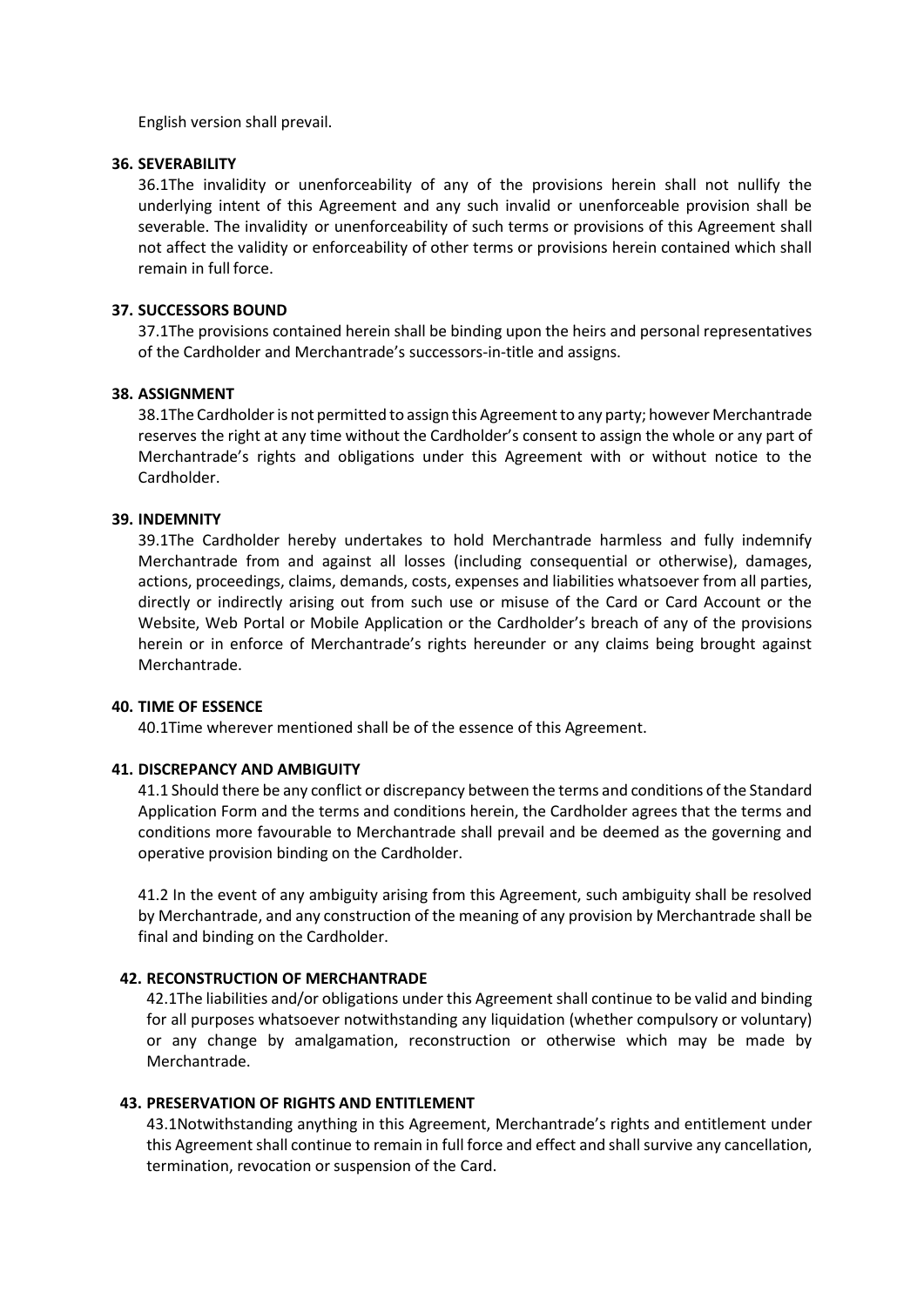English version shall prevail.

**36. SEVERABILITY**

36.1The invalidity or unenforceability of any of the provisions herein shall not nullify the underlying intent of this Agreement and any such invalid or unenforceable provision shall be severable. The invalidity or unenforceability of such terms or provisions of this Agreement shall not affect the validity or enforceability of other terms or provisions herein contained which shall remain in full force.

**37. SUCCESSORS BOUND**

37.1The provisions contained herein shall be binding upon the heirs and personal representatives of the Cardholder and Merchantrade's successors-in-title and assigns.

**38. ASSIGNMENT**

38.1The Cardholder is not permitted to assign this Agreement to any party; however Merchantrade reserves the right at any time without the Cardholder's consent to assign the whole or any part of Merchantrade's rights and obligations under this Agreement with or without notice to the Cardholder.

**39. INDEMNITY**

39.1The Cardholder hereby undertakes to hold Merchantrade harmless and fully indemnify Merchantrade from and against all losses (including consequential or otherwise), damages, actions, proceedings, claims, demands, costs, expenses and liabilities whatsoever from all parties, directly or indirectly arising out from such use or misuse of the Card or Card Account or the Website, Web Portal or Mobile Application or the Cardholder's breach of any of the provisions herein or in enforce of Merchantrade's rights hereunder or any claims being brought against Merchantrade.

**40. TIME OF ESSENCE**

40.1Time wherever mentioned shall be of the essence of this Agreement.

**41. DISCREPANCY AND AMBIGUITY**

41.1 Should there be any conflict or discrepancy between the terms and conditions of the Standard Application Form and the terms and conditions herein, the Cardholder agrees that the terms and conditions more favourable to Merchantrade shall prevail and be deemed as the governing and operative provision binding on the Cardholder.

41.2 In the event of any ambiguity arising from this Agreement, such ambiguity shall be resolved by Merchantrade, and any construction of the meaning of any provision by Merchantrade shall be final and binding on the Cardholder.

**42. RECONSTRUCTION OF MERCHANTRADE**

42.1The liabilities and/or obligations under this Agreement shall continue to be valid and binding for all purposes whatsoever notwithstanding any liquidation (whether compulsory or voluntary) or any change by amalgamation, reconstruction or otherwise which may be made by Merchantrade.

**43. PRESERVATION OF RIGHTS AND ENTITLEMENT**

43.1Notwithstanding anything in this Agreement, Merchantrade's rights and entitlement under this Agreement shall continue to remain in full force and effect and shall survive any cancellation, termination, revocation or suspension of the Card.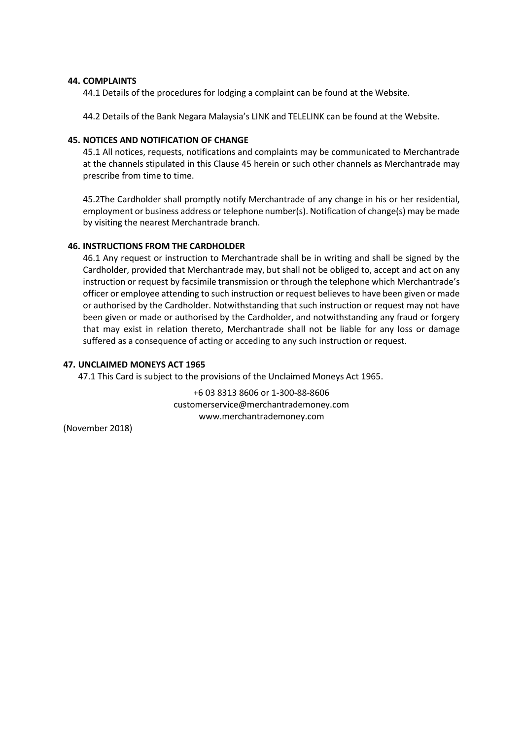**44. COMPLAINTS**

44.1 Details of the procedures for lodging a complaint can be found at the Website.

44.2 Details of the Bank Negara Malaysia's LINK and TELELINK can be found at the Website.

**45. NOTICES AND NOTIFICATION OF CHANGE**

45.1 All notices, requests, notifications and complaints may be communicated to Merchantrade at the channels stipulated in this Clause 45 herein or such other channels as Merchantrade may prescribe from time to time.

45.2The Cardholder shall promptly notify Merchantrade of any change in his or her residential, employment or business address or telephone number(s). Notification of change(s) may be made by visiting the nearest Merchantrade branch.

**46. INSTRUCTIONS FROM THE CARDHOLDER**

46.1 Any request or instruction to Merchantrade shall be in writing and shall be signed by the Cardholder, provided that Merchantrade may, but shall not be obliged to, accept and act on any instruction or request by facsimile transmission or through the telephone which Merchantrade's officer or employee attending to such instruction or request believes to have been given or made or authorised by the Cardholder. Notwithstanding that such instruction or request may not have been given or made or authorised by the Cardholder, and notwithstanding any fraud or forgery that may exist in relation thereto, Merchantrade shall not be liable for any loss or damage suffered as a consequence of acting or acceding to any such instruction or request.

**47. UNCLAIMED MONEYS ACT 1965**

47.1 This Card is subject to the provisions of the Unclaimed Moneys Act 1965.

+6 03 8313 8606 or 1-300-88-8606
customerservice@merchantrademoney.com
www.merchantrademoney.com

(November 2018)